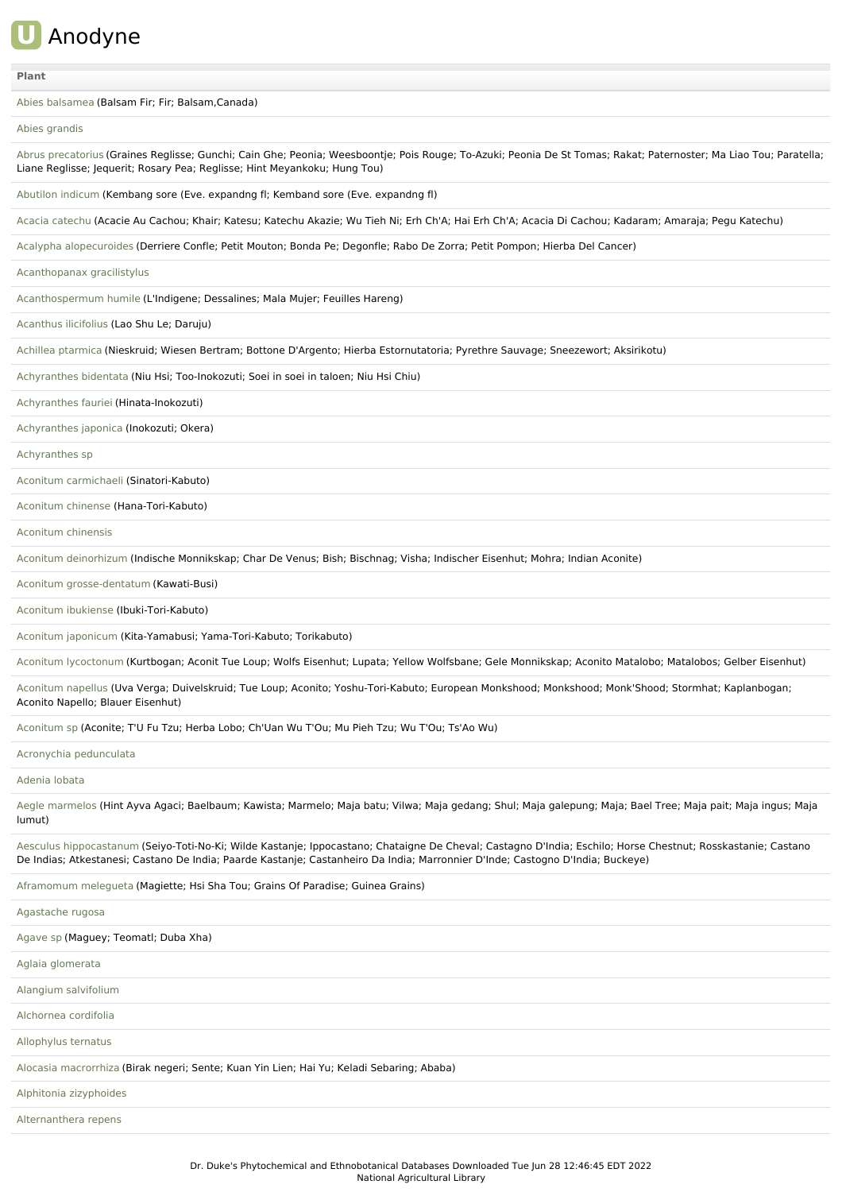# Anodyne

| Plant |
| --- |
| Abies balsamea (Balsam Fir; Fir; Balsam,Canada) |
| Abies grandis |
| Abrus precatorius (Graines Reglisse; Gunchi; Cain Ghe; Peonia; Weesboontje; Pois Rouge; To-Azuki; Peonia De St Tomas; Rakat; Paternoster; Ma Liao Tou; Paratella; Liane Reglisse; Jequerit; Rosary Pea; Reglisse; Hint Meyankoku; Hung Tou) |
| Abutilon indicum (Kembang sore (Eve. expandng fl; Kemband sore (Eve. expandng fl) |
| Acacia catechu (Acacie Au Cachou; Khair; Katesu; Katechu Akazie; Wu Tieh Ni; Erh Ch'A; Hai Erh Ch'A; Acacia Di Cachou; Kadaram; Amaraja; Pegu Katechu) |
| Acalypha alopecuroides (Derriere Confle; Petit Mouton; Bonda Pe; Degonfle; Rabo De Zorra; Petit Pompon; Hierba Del Cancer) |
| Acanthopanax gracilistylus |
| Acanthospermum humile (L'Indigene; Dessalines; Mala Mujer; Feuilles Hareng) |
| Acanthus ilicifolius (Lao Shu Le; Daruju) |
| Achillea ptarmica (Nieskruid; Wiesen Bertram; Bottone D'Argento; Hierba Estornutatoria; Pyrethre Sauvage; Sneezewort; Aksirikotu) |
| Achyranthes bidentata (Niu Hsi; Too-Inokozuti; Soei in soei in taloen; Niu Hsi Chiu) |
| Achyranthes fauriei (Hinata-Inokozuti) |
| Achyranthes japonica (Inokozuti; Okera) |
| Achyranthes sp |
| Aconitum carmichaeli (Sinatori-Kabuto) |
| Aconitum chinense (Hana-Tori-Kabuto) |
| Aconitum chinensis |
| Aconitum deinorhizum (Indische Monnikskap; Char De Venus; Bish; Bischnag; Visha; Indischer Eisenhut; Mohra; Indian Aconite) |
| Aconitum grosse-dentatum (Kawati-Busi) |
| Aconitum ibukiense (Ibuki-Tori-Kabuto) |
| Aconitum japonicum (Kita-Yamabusi; Yama-Tori-Kabuto; Torikabuto) |
| Aconitum lycoctonum (Kurtbogan; Aconit Tue Loup; Wolfs Eisenhut; Lupata; Yellow Wolfsbane; Gele Monnikskap; Aconito Matalobo; Matalobos; Gelber Eisenhut) |
| Aconitum napellus (Uva Verga; Duivelskruid; Tue Loup; Aconito; Yoshu-Tori-Kabuto; European Monkshood; Monkshood; Monk'Shood; Stormhat; Kaplanbogan; Aconito Napello; Blauer Eisenhut) |
| Aconitum sp (Aconite; T'U Fu Tzu; Herba Lobo; Ch'Uan Wu T'Ou; Mu Pieh Tzu; Wu T'Ou; Ts'Ao Wu) |
| Acronychia pedunculata |
| Adenia lobata |
| Aegle marmelos (Hint Ayva Agaci; Baelbaum; Kawista; Marmelo; Maja batu; Vilwa; Maja gedang; Shul; Maja galepung; Maja; Bael Tree; Maja pait; Maja ingus; Maja lumut) |
| Aesculus hippocastanum (Seiyo-Toti-No-Ki; Wilde Kastanje; Ippocastano; Chataigne De Cheval; Castagno D'India; Eschilo; Horse Chestnut; Rosskastanie; Castano De Indias; Atkestanesi; Castano De India; Paarde Kastanje; Castanheiro Da India; Marronnier D'Inde; Castogno D'India; Buckeye) |
| Aframomum melegueta (Magiette; Hsi Sha Tou; Grains Of Paradise; Guinea Grains) |
| Agastache rugosa |
| Agave sp (Maguey; Teomatl; Duba Xha) |
| Aglaia glomerata |
| Alangium salvifolium |
| Alchornea cordifolia |
| Allophylus ternatus |
| Alocasia macrorrhiza (Birak negeri; Sente; Kuan Yin Lien; Hai Yu; Keladi Sebaring; Ababa) |
| Alphitonia zizyphoides |
| Alternanthera repens |

Dr. Duke's Phytochemical and Ethnobotanical Databases Downloaded Tue Jun 28 12:46:45 EDT 2022
National Agricultural Library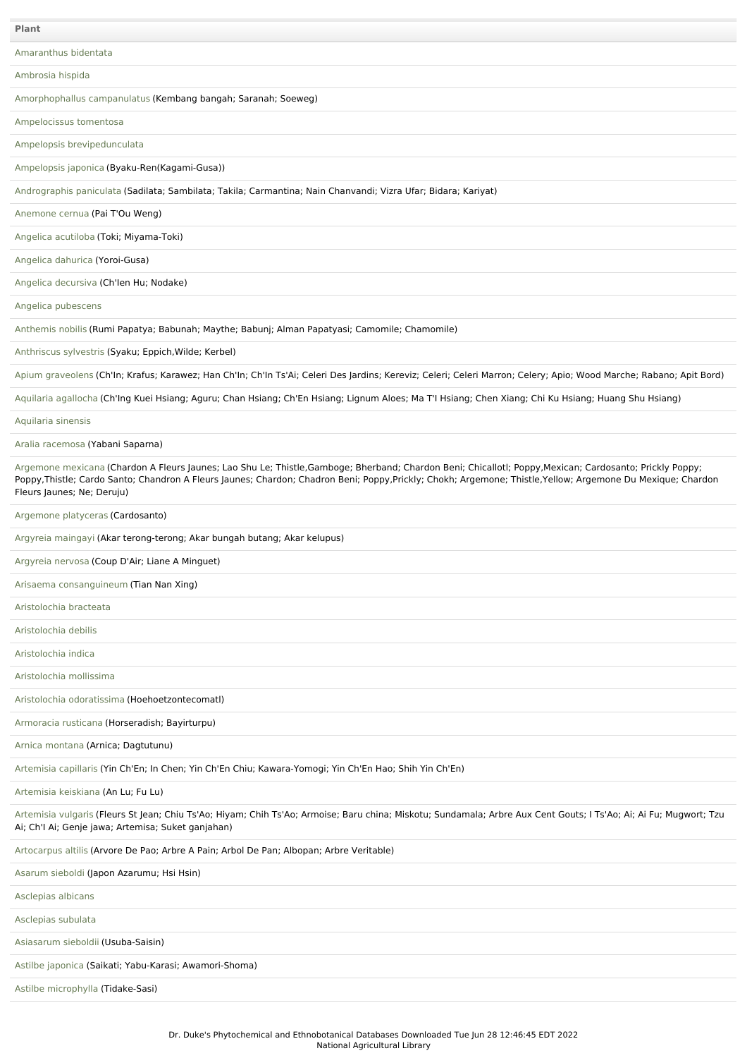| Plant |
| --- |
| Amaranthus bidentata |
| Ambrosia hispida |
| Amorphophallus campanulatus (Kembang bangah; Saranah; Soeweg) |
| Ampelocissus tomentosa |
| Ampelopsis brevipedunculata |
| Ampelopsis japonica (Byaku-Ren(Kagami-Gusa)) |
| Andrographis paniculata (Sadilata; Sambilata; Takila; Carmantina; Nain Chanvandi; Vizra Ufar; Bidara; Kariyat) |
| Anemone cernua (Pai T'Ou Weng) |
| Angelica acutiloba (Toki; Miyama-Toki) |
| Angelica dahurica (Yoroi-Gusa) |
| Angelica decursiva (Ch'Ien Hu; Nodake) |
| Angelica pubescens |
| Anthemis nobilis (Rumi Papatya; Babunah; Maythe; Babunj; Alman Papatyasi; Camomile; Chamomile) |
| Anthriscus sylvestris (Syaku; Eppich,Wilde; Kerbel) |
| Apium graveolens (Ch'In; Krafus; Karawez; Han Ch'In; Ch'In Ts'Ai; Celeri Des Jardins; Kereviz; Celeri; Celeri Marron; Celery; Apio; Wood Marche; Rabano; Apit Bord) |
| Aquilaria agallocha (Ch'Ing Kuei Hsiang; Aguru; Chan Hsiang; Ch'En Hsiang; Lignum Aloes; Ma T'I Hsiang; Chen Xiang; Chi Ku Hsiang; Huang Shu Hsiang) |
| Aquilaria sinensis |
| Aralia racemosa (Yabani Saparna) |
| Argemone mexicana (Chardon A Fleurs Jaunes; Lao Shu Le; Thistle,Gamboge; Bherband; Chardon Beni; Chicallotl; Poppy,Mexican; Cardosanto; Prickly Poppy; Poppy,Thistle; Cardo Santo; Chandron A Fleurs Jaunes; Chardon; Chadron Beni; Poppy,Prickly; Chokh; Argemone; Thistle,Yellow; Argemone Du Mexique; Chardon Fleurs Jaunes; Ne; Deruju) |
| Argemone platyceras (Cardosanto) |
| Argyreia maingayi (Akar terong-terong; Akar bungah butang; Akar kelupus) |
| Argyreia nervosa (Coup D'Air; Liane A Minguet) |
| Arisaema consanguineum (Tian Nan Xing) |
| Aristolochia bracteata |
| Aristolochia debilis |
| Aristolochia indica |
| Aristolochia mollissima |
| Aristolochia odoratissima (Hoehoetzontecomatl) |
| Armoracia rusticana (Horseradish; Bayirturpu) |
| Arnica montana (Arnica; Dagtutunu) |
| Artemisia capillaris (Yin Ch'En; In Chen; Yin Ch'En Chiu; Kawara-Yomogi; Yin Ch'En Hao; Shih Yin Ch'En) |
| Artemisia keiskiana (An Lu; Fu Lu) |
| Artemisia vulgaris (Fleurs St Jean; Chiu Ts'Ao; Hiyam; Chih Ts'Ao; Armoise; Baru china; Miskotu; Sundamala; Arbre Aux Cent Gouts; I Ts'Ao; Ai; Ai Fu; Mugwort; Tzu Ai; Ch'I Ai; Genje jawa; Artemisa; Suket ganjahan) |
| Artocarpus altilis (Arvore De Pao; Arbre A Pain; Arbol De Pan; Albopan; Arbre Veritable) |
| Asarum sieboldi (Japon Azarumu; Hsi Hsin) |
| Asclepias albicans |
| Asclepias subulata |
| Asiasarum sieboldii (Usuba-Saisin) |
| Astilbe japonica (Saikati; Yabu-Karasi; Awamori-Shoma) |
| Astilbe microphylla (Tidake-Sasi) |

Dr. Duke's Phytochemical and Ethnobotanical Databases Downloaded Tue Jun 28 12:46:45 EDT 2022
National Agricultural Library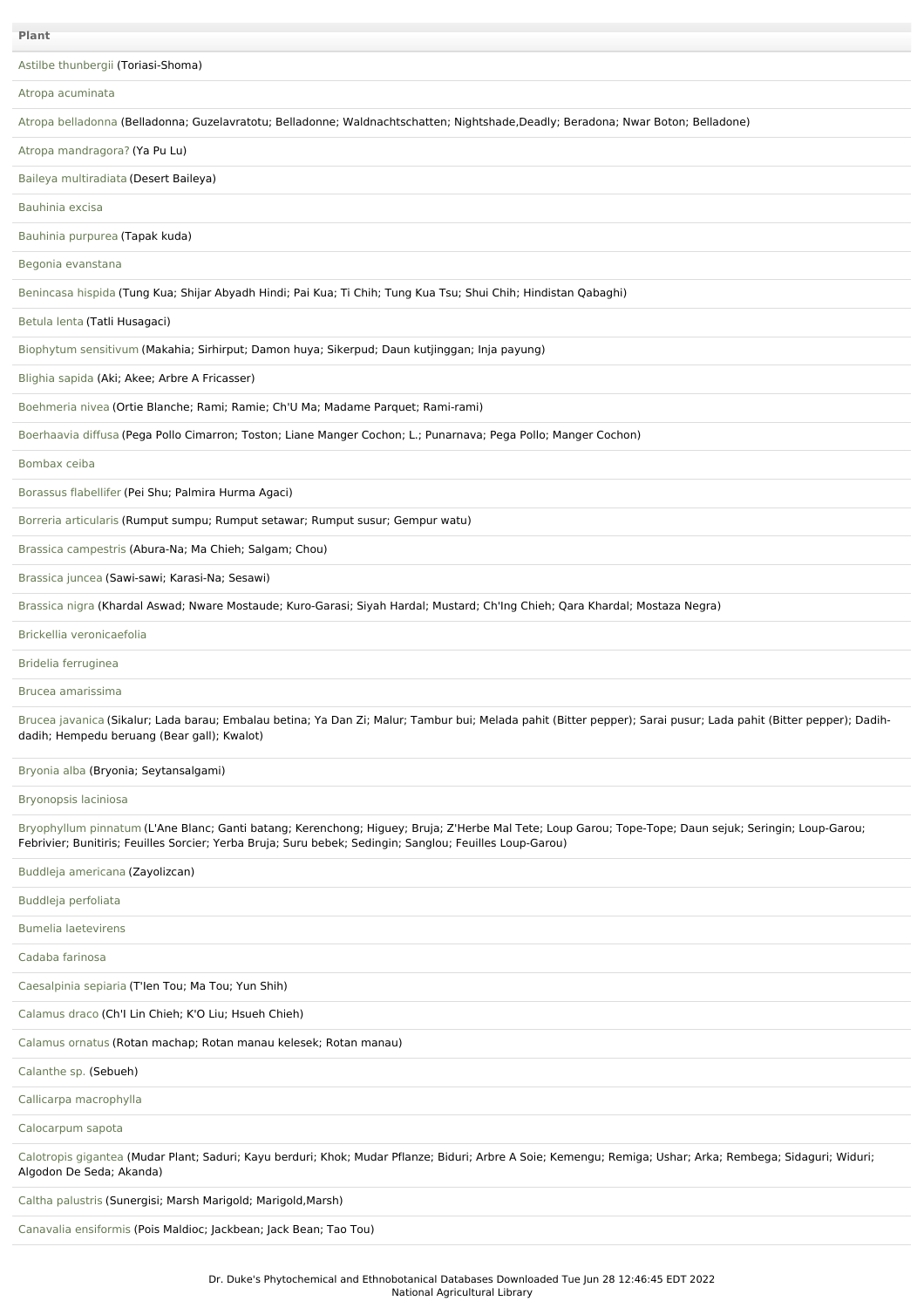| Plant |
| --- |
| Astilbe thunbergii (Toriasi-Shoma) |
| Atropa acuminata |
| Atropa belladonna (Belladonna; Guzelavratotu; Belladonne; Waldnachtschatten; Nightshade,Deadly; Beradona; Nwar Boton; Belladone) |
| Atropa mandragora? (Ya Pu Lu) |
| Baileya multiradiata (Desert Baileya) |
| Bauhinia excisa |
| Bauhinia purpurea (Tapak kuda) |
| Begonia evanstana |
| Benincasa hispida (Tung Kua; Shijar Abyadh Hindi; Pai Kua; Ti Chih; Tung Kua Tsu; Shui Chih; Hindistan Qabaghi) |
| Betula lenta (Tatli Husagaci) |
| Biophytum sensitivum (Makahia; Sirhirput; Damon huya; Sikerpud; Daun kutjinggan; Inja payung) |
| Blighia sapida (Aki; Akee; Arbre A Fricasser) |
| Boehmeria nivea (Ortie Blanche; Rami; Ramie; Ch'U Ma; Madame Parquet; Rami-rami) |
| Boerhaavia diffusa (Pega Pollo Cimarron; Toston; Liane Manger Cochon; L.; Punarnava; Pega Pollo; Manger Cochon) |
| Bombax ceiba |
| Borassus flabellifer (Pei Shu; Palmira Hurma Agaci) |
| Borreria articularis (Rumput sumpu; Rumput setawar; Rumput susur; Gempur watu) |
| Brassica campestris (Abura-Na; Ma Chieh; Salgam; Chou) |
| Brassica juncea (Sawi-sawi; Karasi-Na; Sesawi) |
| Brassica nigra (Khardal Aswad; Nware Mostaude; Kuro-Garasi; Siyah Hardal; Mustard; Ch'Ing Chieh; Qara Khardal; Mostaza Negra) |
| Brickellia veronicaefolia |
| Bridelia ferruginea |
| Brucea amarissima |
| Brucea javanica (Sikalur; Lada barau; Embalau betina; Ya Dan Zi; Malur; Tambur bui; Melada pahit (Bitter pepper); Sarai pusur; Lada pahit (Bitter pepper); Dadih-dadih; Hempedu beruang (Bear gall); Kwalot) |
| Bryonia alba (Bryonia; Seytansalgami) |
| Bryonopsis laciniosa |
| Bryophyllum pinnatum (L'Ane Blanc; Ganti batang; Kerenchong; Higuey; Bruja; Z'Herbe Mal Tete; Loup Garou; Tope-Tope; Daun sejuk; Seringin; Loup-Garou; Febrivier; Bunitiris; Feuilles Sorcier; Yerba Bruja; Suru bebek; Sedingin; Sanglou; Feuilles Loup-Garou) |
| Buddleja americana (Zayolizcan) |
| Buddleja perfoliata |
| Bumelia laetevirens |
| Cadaba farinosa |
| Caesalpinia sepiaria (T'Ien Tou; Ma Tou; Yun Shih) |
| Calamus draco (Ch'I Lin Chieh; K'O Liu; Hsueh Chieh) |
| Calamus ornatus (Rotan machap; Rotan manau kelesek; Rotan manau) |
| Calanthe sp. (Sebueh) |
| Callicarpa macrophylla |
| Calocarpum sapota |
| Calotropis gigantea (Mudar Plant; Saduri; Kayu berduri; Khok; Mudar Pflanze; Biduri; Arbre A Soie; Kemengu; Remiga; Ushar; Arka; Rembega; Sidaguri; Widuri; Algodon De Seda; Akanda) |
| Caltha palustris (Sunergisi; Marsh Marigold; Marigold,Marsh) |
| Canavalia ensiformis (Pois Maldioc; Jackbean; Jack Bean; Tao Tou) |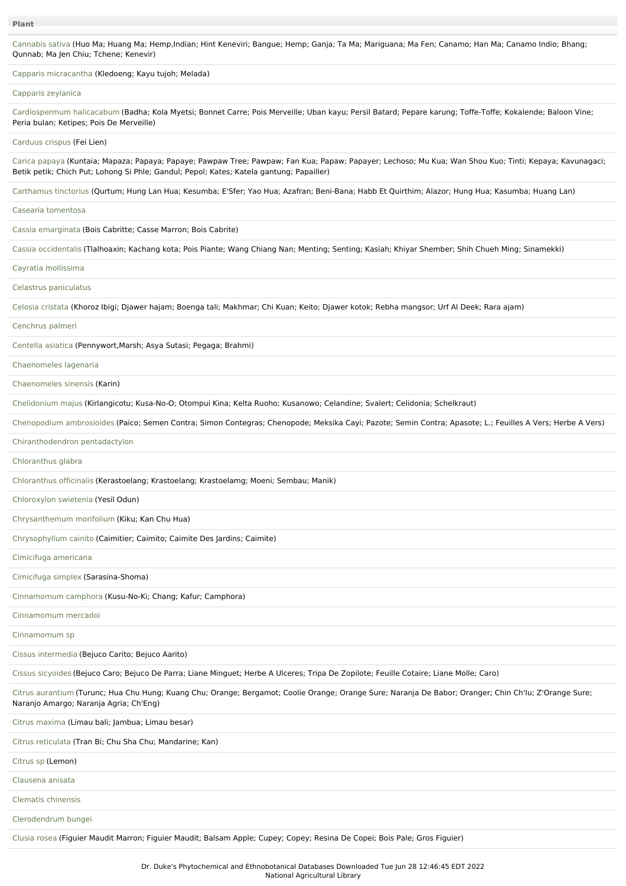| Plant |
| --- |
| Cannabis sativa (Huo Ma; Huang Ma; Hemp,Indian; Hint Keneviri; Bangue; Hemp; Ganja; Ta Ma; Mariguana; Ma Fen; Canamo; Han Ma; Canamo Indio; Bhang; Qunnab; Ma Jen Chiu; Tchene; Kenevir) |
| Capparis micracantha (Kledoeng; Kayu tujoh; Melada) |
| Capparis zeylanica |
| Cardiospermum halicacabum (Badha; Kola Myetsi; Bonnet Carre; Pois Merveille; Uban kayu; Persil Batard; Pepare karung; Toffe-Toffe; Kokalende; Baloon Vine; Peria bulan; Ketipes; Pois De Merveille) |
| Carduus crispus (Fei Lien) |
| Carica papaya (Kuntaia; Mapaza; Papaya; Papaye; Pawpaw Tree; Pawpaw; Fan Kua; Papaw; Papayer; Lechoso; Mu Kua; Wan Shou Kuo; Tinti; Kepaya; Kavunagaci; Betik petik; Chich Put; Lohong Si Phle; Gandul; Pepol; Kates; Katela gantung; Papailler) |
| Carthamus tinctorius (Qurtum; Hung Lan Hua; Kesumba; E'Sfer; Yao Hua; Azafran; Beni-Bana; Habb Et Quirthim; Alazor; Hung Hua; Kasumba; Huang Lan) |
| Casearia tomentosa |
| Cassia emarginata (Bois Cabritte; Casse Marron; Bois Cabrite) |
| Cassia occidentalis (Tlalhoaxin; Kachang kota; Pois Piante; Wang Chiang Nan; Menting; Senting; Kasiah; Khiyar Shember; Shih Chueh Ming; Sinamekki) |
| Cayratia mollissima |
| Celastrus paniculatus |
| Celosia cristata (Khoroz Ibigi; Djawer hajam; Boenga tali; Makhmar; Chi Kuan; Keito; Djawer kotok; Rebha mangsor; Urf Al Deek; Rara ajam) |
| Cenchrus palmeri |
| Centella asiatica (Pennywort,Marsh; Asya Sutasi; Pegaga; Brahmi) |
| Chaenomeles lagenaria |
| Chaenomeles sinensis (Karin) |
| Chelidonium majus (Kirlangicotu; Kusa-No-O; Otompui Kina; Kelta Ruoho; Kusanowo; Celandine; Svalert; Celidonia; Schelkraut) |
| Chenopodium ambrosioides (Paico; Semen Contra; Simon Contegras; Chenopode; Meksika Cayi; Pazote; Semin Contra; Apasote; L.; Feuilles A Vers; Herbe A Vers) |
| Chiranthodendron pentadactylon |
| Chloranthus glabra |
| Chloranthus officinalis (Kerastoelang; Krastoelang; Krastoelamg; Moeni; Sembau; Manik) |
| Chloroxylon swietenia (Yesil Odun) |
| Chrysanthemum morifolium (Kiku; Kan Chu Hua) |
| Chrysophyllum cainito (Caimitier; Caimito; Caimite Des Jardins; Caimite) |
| Cimicifuga americana |
| Cimicifuga simplex (Sarasina-Shoma) |
| Cinnamomum camphora (Kusu-No-Ki; Chang; Kafur; Camphora) |
| Cinnamomum mercadoi |
| Cinnamomum sp |
| Cissus intermedia (Bejuco Carito; Bejuco Aarito) |
| Cissus sicyoides (Bejuco Caro; Bejuco De Parra; Liane Minguet; Herbe A Ulceres; Tripa De Zopilote; Feuille Cotaire; Liane Molle; Caro) |
| Citrus aurantium (Turunc; Hua Chu Hung; Kuang Chu; Orange; Bergamot; Coolie Orange; Orange Sure; Naranja De Babor; Oranger; Chin Ch'Iu; Z'Orange Sure; Naranjo Amargo; Naranja Agria; Ch'Eng) |
| Citrus maxima (Limau bali; Jambua; Limau besar) |
| Citrus reticulata (Tran Bi; Chu Sha Chu; Mandarine; Kan) |
| Citrus sp (Lemon) |
| Clausena anisata |
| Clematis chinensis |
| Clerodendrum bungei |
| Clusia rosea (Figuier Maudit Marron; Figuier Maudit; Balsam Apple; Cupey; Copey; Resina De Copei; Bois Pale; Gros Figuier) |

Dr. Duke's Phytochemical and Ethnobotanical Databases Downloaded Tue Jun 28 12:46:45 EDT 2022
National Agricultural Library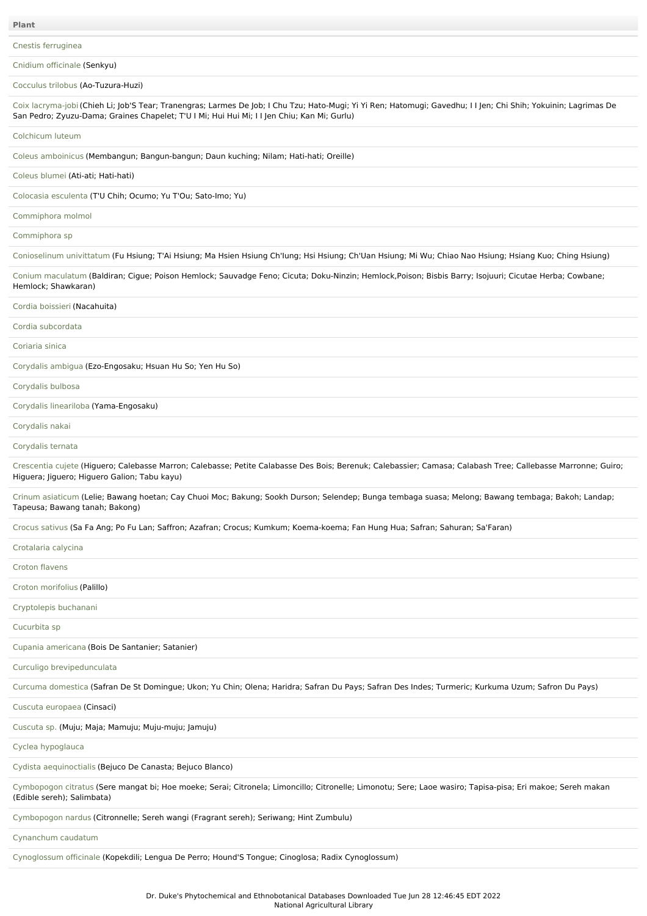| Plant |
| --- |
| Cnestis ferruginea |
| Cnidium officinale (Senkyu) |
| Cocculus trilobus (Ao-Tuzura-Huzi) |
| Coix lacryma-jobi (Chieh Li; Job'S Tear; Tranengras; Larmes De Job; I Chu Tzu; Hato-Mugi; Yi Yi Ren; Hatomugi; Gavedhu; I I Jen; Chi Shih; Yokuinin; Lagrimas De San Pedro; Zyuzu-Dama; Graines Chapelet; T'U I Mi; Hui Hui Mi; I I Jen Chiu; Kan Mi; Gurlu) |
| Colchicum luteum |
| Coleus amboinicus (Membangun; Bangun-bangun; Daun kuching; Nilam; Hati-hati; Oreille) |
| Coleus blumei (Ati-ati; Hati-hati) |
| Colocasia esculenta (T'U Chih; Ocumo; Yu T'Ou; Sato-Imo; Yu) |
| Commiphora molmol |
| Commiphora sp |
| Conioselinum univittatum (Fu Hsiung; T'Ai Hsiung; Ma Hsien Hsiung Ch'Iung; Hsi Hsiung; Ch'Uan Hsiung; Mi Wu; Chiao Nao Hsiung; Hsiang Kuo; Ching Hsiung) |
| Conium maculatum (Baldiran; Cigue; Poison Hemlock; Sauvadge Feno; Cicuta; Doku-Ninzin; Hemlock,Poison; Bisbis Barry; Isojuuri; Cicutae Herba; Cowbane; Hemlock; Shawkaran) |
| Cordia boissieri (Nacahuita) |
| Cordia subcordata |
| Coriaria sinica |
| Corydalis ambigua (Ezo-Engosaku; Hsuan Hu So; Yen Hu So) |
| Corydalis bulbosa |
| Corydalis lineariloba (Yama-Engosaku) |
| Corydalis nakai |
| Corydalis ternata |
| Crescentia cujete (Higuero; Calebasse Marron; Calebasse; Petite Calabasse Des Bois; Berenuk; Calebassier; Camasa; Calabash Tree; Callebasse Marronne; Guiro; Higuera; Jiguero; Higuero Galion; Tabu kayu) |
| Crinum asiaticum (Lelie; Bawang hoetan; Cay Chuoi Moc; Bakung; Sookh Durson; Selendep; Bunga tembaga suasa; Melong; Bawang tembaga; Bakoh; Landap; Tapeusa; Bawang tanah; Bakong) |
| Crocus sativus (Sa Fa Ang; Po Fu Lan; Saffron; Azafran; Crocus; Kumkum; Koema-koema; Fan Hung Hua; Safran; Sahuran; Sa'Faran) |
| Crotalaria calycina |
| Croton flavens |
| Croton morifolius (Palillo) |
| Cryptolepis buchanani |
| Cucurbita sp |
| Cupania americana (Bois De Santanier; Satanier) |
| Curculigo brevipedunculata |
| Curcuma domestica (Safran De St Domingue; Ukon; Yu Chin; Olena; Haridra; Safran Du Pays; Safran Des Indes; Turmeric; Kurkuma Uzum; Safron Du Pays) |
| Cuscuta europaea (Cinsaci) |
| Cuscuta sp. (Muju; Maja; Mamuju; Muju-muju; Jamuju) |
| Cyclea hypoglauca |
| Cydista aequinoctialis (Bejuco De Canasta; Bejuco Blanco) |
| Cymbopogon citratus (Sere mangat bi; Hoe moeke; Serai; Citronela; Limoncillo; Citronelle; Limonotu; Sere; Laoe wasiro; Tapisa-pisa; Eri makoe; Sereh makan (Edible sereh); Salimbata) |
| Cymbopogon nardus (Citronnelle; Sereh wangi (Fragrant sereh); Seriwang; Hint Zumbulu) |
| Cynanchum caudatum |
| Cynoglossum officinale (Kopekdili; Lengua De Perro; Hound'S Tongue; Cinoglosa; Radix Cynoglossum) |

Dr. Duke's Phytochemical and Ethnobotanical Databases Downloaded Tue Jun 28 12:46:45 EDT 2022
National Agricultural Library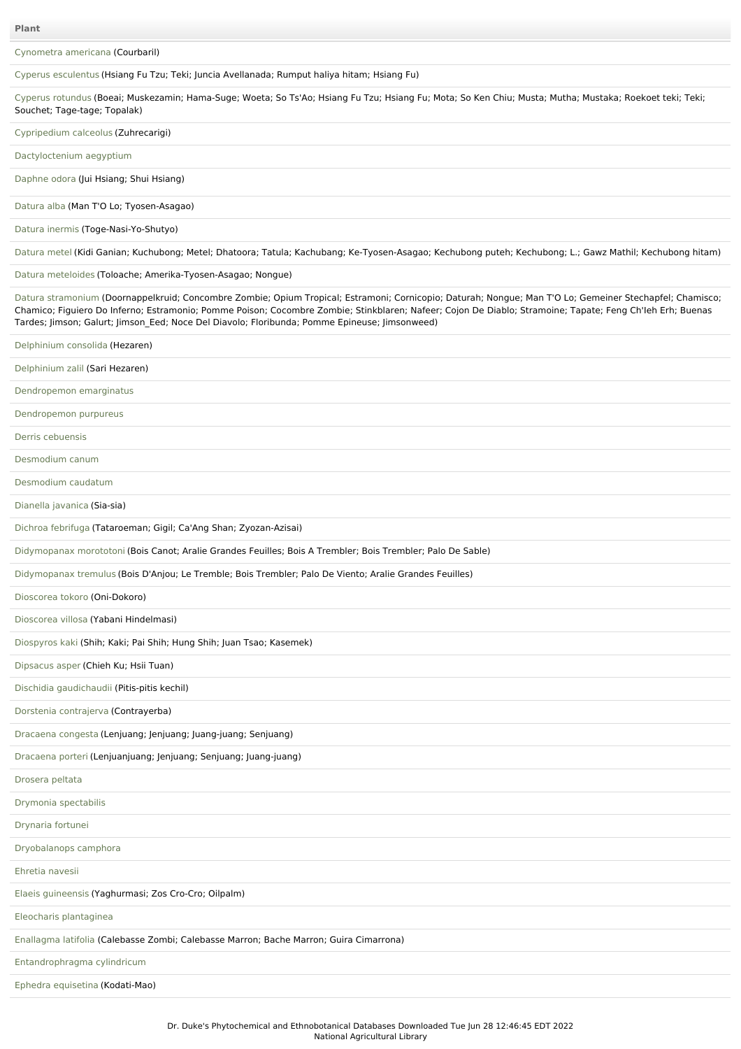| Plant |
| --- |
| Cynometra americana (Courbaril) |
| Cyperus esculentus (Hsiang Fu Tzu; Teki; Juncia Avellanada; Rumput haliya hitam; Hsiang Fu) |
| Cyperus rotundus (Boeai; Muskezamin; Hama-Suge; Woeta; So Ts'Ao; Hsiang Fu Tzu; Hsiang Fu; Mota; So Ken Chiu; Musta; Mutha; Mustaka; Roekoet teki; Teki; Souchet; Tage-tage; Topalak) |
| Cypripedium calceolus (Zuhrecarigi) |
| Dactyloctenium aegyptium |
| Daphne odora (Jui Hsiang; Shui Hsiang) |
| Datura alba (Man T'O Lo; Tyosen-Asagao) |
| Datura inermis (Toge-Nasi-Yo-Shutyo) |
| Datura metel (Kidi Ganian; Kuchubong; Metel; Dhatoora; Tatula; Kachubang; Ke-Tyosen-Asagao; Kechubong puteh; Kechubong; L.; Gawz Mathil; Kechubong hitam) |
| Datura meteloides (Toloache; Amerika-Tyosen-Asagao; Nongue) |
| Datura stramonium (Doornappelkruid; Concombre Zombie; Opium Tropical; Estramoni; Cornicopio; Daturah; Nongue; Man T'O Lo; Gemeiner Stechapfel; Chamisco; Chamico; Figuiero Do Inferno; Estramonio; Pomme Poison; Cocombre Zombie; Stinkblaren; Nafeer; Cojon De Diablo; Stramoine; Tapate; Feng Ch'Ieh Erh; Buenas Tardes; Jimson; Galurt; Jimson_Eed; Noce Del Diavolo; Floribunda; Pomme Epineuse; Jimsonweed) |
| Delphinium consolida (Hezaren) |
| Delphinium zalil (Sari Hezaren) |
| Dendropemon emarginatus |
| Dendropemon purpureus |
| Derris cebuensis |
| Desmodium canum |
| Desmodium caudatum |
| Dianella javanica (Sia-sia) |
| Dichroa febrifuga (Tataroeman; Gigil; Ca'Ang Shan; Zyozan-Azisai) |
| Didymopanax morototoni (Bois Canot; Aralie Grandes Feuilles; Bois A Trembler; Bois Trembler; Palo De Sable) |
| Didymopanax tremulus (Bois D'Anjou; Le Tremble; Bois Trembler; Palo De Viento; Aralie Grandes Feuilles) |
| Dioscorea tokoro (Oni-Dokoro) |
| Dioscorea villosa (Yabani Hindelmasi) |
| Diospyros kaki (Shih; Kaki; Pai Shih; Hung Shih; Juan Tsao; Kasemek) |
| Dipsacus asper (Chieh Ku; Hsii Tuan) |
| Dischidia gaudichaudii (Pitis-pitis kechil) |
| Dorstenia contrajerva (Contrayerba) |
| Dracaena congesta (Lenjuang; Jenjuang; Juang-juang; Senjuang) |
| Dracaena porteri (Lenjuanjuang; Jenjuang; Senjuang; Juang-juang) |
| Drosera peltata |
| Drymonia spectabilis |
| Drynaria fortunei |
| Dryobalanops camphora |
| Ehretia navesii |
| Elaeis guineensis (Yaghurmasi; Zos Cro-Cro; Oilpalm) |
| Eleocharis plantaginea |
| Enallagma latifolia (Calebasse Zombi; Calebasse Marron; Bache Marron; Guira Cimarrona) |
| Entandrophragma cylindricum |
| Ephedra equisetina (Kodati-Mao) |

Dr. Duke's Phytochemical and Ethnobotanical Databases Downloaded Tue Jun 28 12:46:45 EDT 2022
National Agricultural Library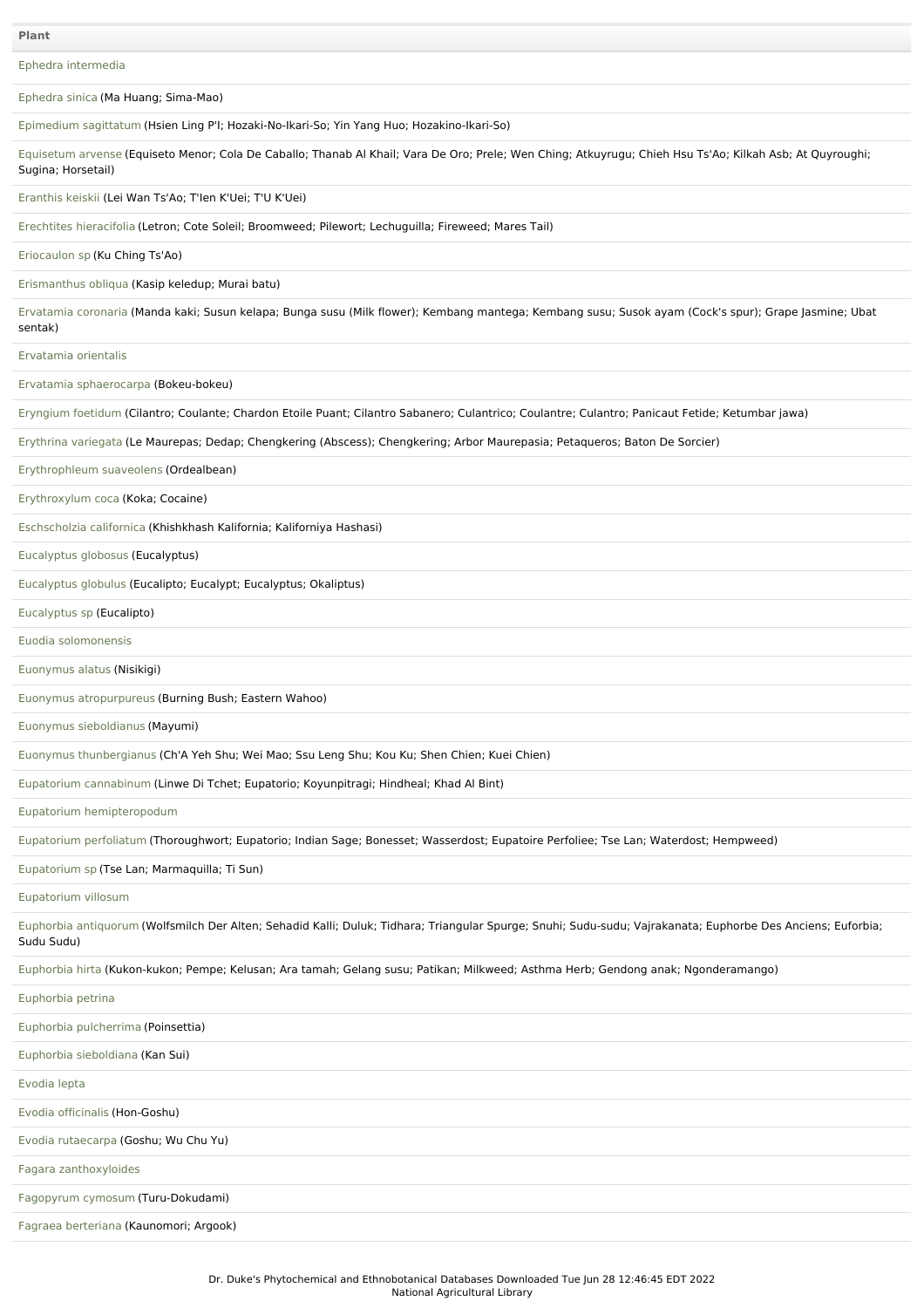| Plant |
| --- |
| Ephedra intermedia |
| Ephedra sinica (Ma Huang; Sima-Mao) |
| Epimedium sagittatum (Hsien Ling P'I; Hozaki-No-Ikari-So; Yin Yang Huo; Hozakino-Ikari-So) |
| Equisetum arvense (Equiseto Menor; Cola De Caballo; Thanab Al Khail; Vara De Oro; Prele; Wen Ching; Atkuyrugu; Chieh Hsu Ts'Ao; Kilkah Asb; At Quyroughi; Sugina; Horsetail) |
| Eranthis keiskii (Lei Wan Ts'Ao; T'Ien K'Uei; T'U K'Uei) |
| Erechtites hieracifolia (Letron; Cote Soleil; Broomweed; Pilewort; Lechuguilla; Fireweed; Mares Tail) |
| Eriocaulon sp (Ku Ching Ts'Ao) |
| Erismanthus obliqua (Kasip keledup; Murai batu) |
| Ervatamia coronaria (Manda kaki; Susun kelapa; Bunga susu (Milk flower); Kembang mantega; Kembang susu; Susok ayam (Cock's spur); Grape Jasmine; Ubat sentak) |
| Ervatamia orientalis |
| Ervatamia sphaerocarpa (Bokeu-bokeu) |
| Eryngium foetidum (Cilantro; Coulante; Chardon Etoile Puant; Cilantro Sabanero; Culantrico; Coulantre; Culantro; Panicaut Fetide; Ketumbar jawa) |
| Erythrina variegata (Le Maurepas; Dedap; Chengkering (Abscess); Chengkering; Arbor Maurepasia; Petaqueros; Baton De Sorcier) |
| Erythrophleum suaveolens (Ordealbean) |
| Erythroxylum coca (Koka; Cocaine) |
| Eschscholzia californica (Khishkhash Kalifornia; Kaliforniya Hashasi) |
| Eucalyptus globosus (Eucalyptus) |
| Eucalyptus globulus (Eucalipto; Eucalypt; Eucalyptus; Okaliptus) |
| Eucalyptus sp (Eucalipto) |
| Euodia solomonensis |
| Euonymus alatus (Nisikigi) |
| Euonymus atropurpureus (Burning Bush; Eastern Wahoo) |
| Euonymus sieboldianus (Mayumi) |
| Euonymus thunbergianus (Ch'A Yeh Shu; Wei Mao; Ssu Leng Shu; Kou Ku; Shen Chien; Kuei Chien) |
| Eupatorium cannabinum (Linwe Di Tchet; Eupatorio; Koyunpitragi; Hindheal; Khad Al Bint) |
| Eupatorium hemipteropodum |
| Eupatorium perfoliatum (Thoroughwort; Eupatorio; Indian Sage; Bonesset; Wasserdost; Eupatoire Perfoliee; Tse Lan; Waterdost; Hempweed) |
| Eupatorium sp (Tse Lan; Marmaquilla; Ti Sun) |
| Eupatorium villosum |
| Euphorbia antiquorum (Wolfsmilch Der Alten; Sehadid Kalli; Duluk; Tidhara; Triangular Spurge; Snuhi; Sudu-sudu; Vajrakanata; Euphorbe Des Anciens; Euforbia; Sudu Sudu) |
| Euphorbia hirta (Kukon-kukon; Pempe; Kelusan; Ara tamah; Gelang susu; Patikan; Milkweed; Asthma Herb; Gendong anak; Ngonderamango) |
| Euphorbia petrina |
| Euphorbia pulcherrima (Poinsettia) |
| Euphorbia sieboldiana (Kan Sui) |
| Evodia lepta |
| Evodia officinalis (Hon-Goshu) |
| Evodia rutaecarpa (Goshu; Wu Chu Yu) |
| Fagara zanthoxyloides |
| Fagopyrum cymosum (Turu-Dokudami) |
| Fagraea berteriana (Kaunomori; Argook) |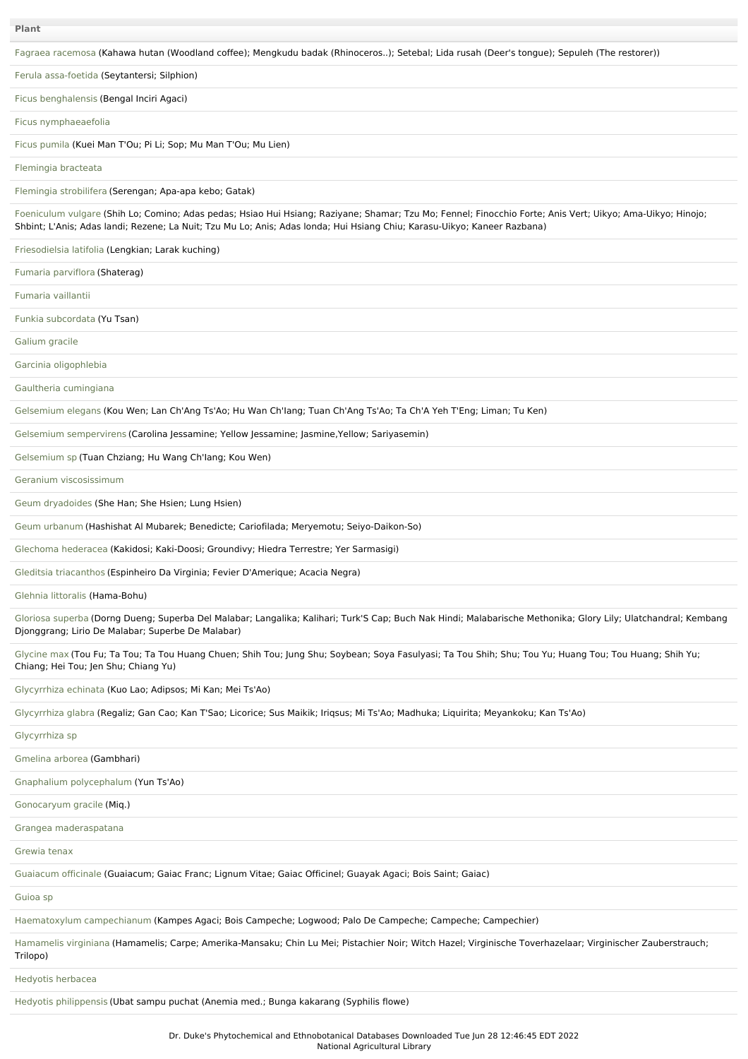| Plant |
| --- |
| Fagraea racemosa (Kahawa hutan (Woodland coffee); Mengkudu badak (Rhinoceros..); Setebal; Lida rusah (Deer's tongue); Sepuleh (The restorer)) |
| Ferula assa-foetida (Seytantersi; Silphion) |
| Ficus benghalensis (Bengal Inciri Agaci) |
| Ficus nymphaeaefolia |
| Ficus pumila (Kuei Man T'Ou; Pi Li; Sop; Mu Man T'Ou; Mu Lien) |
| Flemingia bracteata |
| Flemingia strobilifera (Serengan; Apa-apa kebo; Gatak) |
| Foeniculum vulgare (Shih Lo; Comino; Adas pedas; Hsiao Hui Hsiang; Raziyane; Shamar; Tzu Mo; Fennel; Finocchio Forte; Anis Vert; Uikyo; Ama-Uikyo; Hinojo; Shbint; L'Anis; Adas landi; Rezene; La Nuit; Tzu Mu Lo; Anis; Adas londa; Hui Hsiang Chiu; Karasu-Uikyo; Kaneer Razbana) |
| Friesodielsia latifolia (Lengkian; Larak kuching) |
| Fumaria parviflora (Shaterag) |
| Fumaria vaillantii |
| Funkia subcordata (Yu Tsan) |
| Galium gracile |
| Garcinia oligophlebia |
| Gaultheria cumingiana |
| Gelsemium elegans (Kou Wen; Lan Ch'Ang Ts'Ao; Hu Wan Ch'Iang; Tuan Ch'Ang Ts'Ao; Ta Ch'A Yeh T'Eng; Liman; Tu Ken) |
| Gelsemium sempervirens (Carolina Jessamine; Yellow Jessamine; Jasmine,Yellow; Sariyasemin) |
| Gelsemium sp (Tuan Chziang; Hu Wang Ch'Iang; Kou Wen) |
| Geranium viscosissimum |
| Geum dryadoides (She Han; She Hsien; Lung Hsien) |
| Geum urbanum (Hashishat Al Mubarek; Benedicte; Cariofilada; Meryemotu; Seiyo-Daikon-So) |
| Glechoma hederacea (Kakidosi; Kaki-Doosi; Groundivy; Hiedra Terrestre; Yer Sarmasigi) |
| Gleditsia triacanthos (Espinheiro Da Virginia; Fevier D'Amerique; Acacia Negra) |
| Glehnia littoralis (Hama-Bohu) |
| Gloriosa superba (Dorng Dueng; Superba Del Malabar; Langalika; Kalihari; Turk'S Cap; Buch Nak Hindi; Malabarische Methonika; Glory Lily; Ulatchandral; Kembang Djonggrang; Lirio De Malabar; Superbe De Malabar) |
| Glycine max (Tou Fu; Ta Tou; Ta Tou Huang Chuen; Shih Tou; Jung Shu; Soybean; Soya Fasulyasi; Ta Tou Shih; Shu; Tou Yu; Huang Tou; Tou Huang; Shih Yu; Chiang; Hei Tou; Jen Shu; Chiang Yu) |
| Glycyrrhiza echinata (Kuo Lao; Adipsos; Mi Kan; Mei Ts'Ao) |
| Glycyrrhiza glabra (Regaliz; Gan Cao; Kan T'Sao; Licorice; Sus Maikik; Iriqsus; Mi Ts'Ao; Madhuka; Liquirita; Meyankoku; Kan Ts'Ao) |
| Glycyrrhiza sp |
| Gmelina arborea (Gambhari) |
| Gnaphalium polycephalum (Yun Ts'Ao) |
| Gonocaryum gracile (Miq.) |
| Grangea maderaspatana |
| Grewia tenax |
| Guaiacum officinale (Guaiacum; Gaiac Franc; Lignum Vitae; Gaiac Officinel; Guayak Agaci; Bois Saint; Gaiac) |
| Guioa sp |
| Haematoxylum campechianum (Kampes Agaci; Bois Campeche; Logwood; Palo De Campeche; Campeche; Campechier) |
| Hamamelis virginiana (Hamamelis; Carpe; Amerika-Mansaku; Chin Lu Mei; Pistachier Noir; Witch Hazel; Virginische Toverhazelaar; Virginischer Zauberstrauch; Trilopo) |
| Hedyotis herbacea |
| Hedyotis philippensis (Ubat sampu puchat (Anemia med.; Bunga kakarang (Syphilis flowe) |

Dr. Duke's Phytochemical and Ethnobotanical Databases Downloaded Tue Jun 28 12:46:45 EDT 2022
National Agricultural Library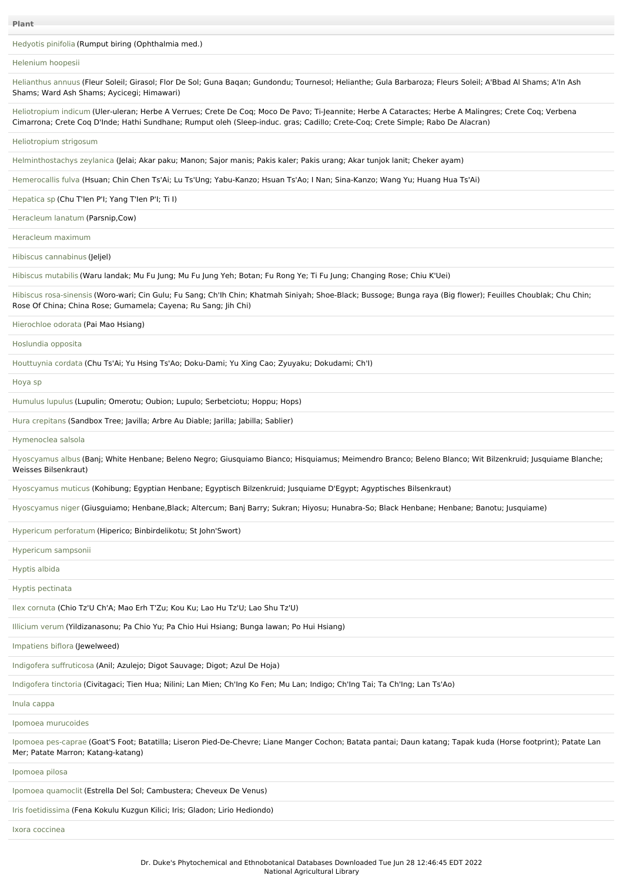| Plant |
| --- |
| Hedyotis pinifolia (Rumput biring (Ophthalmia med.) |
| Helenium hoopesii |
| Helianthus annuus (Fleur Soleil; Girasol; Flor De Sol; Guna Baqan; Gundondu; Tournesol; Helianthe; Gula Barbaroza; Fleurs Soleil; A'Bbad Al Shams; A'In Ash Shams; Ward Ash Shams; Aycicegi; Himawari) |
| Heliotropium indicum (Uler-uleran; Herbe A Verrues; Crete De Coq; Moco De Pavo; Ti-Jeannite; Herbe A Cataractes; Herbe A Malingres; Crete Coq; Verbena Cimarrona; Crete Coq D'Inde; Hathi Sundhane; Rumput oleh (Sleep-induc. gras; Cadillo; Crete-Coq; Crete Simple; Rabo De Alacran) |
| Heliotropium strigosum |
| Helminthostachys zeylanica (Jelai; Akar paku; Manon; Sajor manis; Pakis kaler; Pakis urang; Akar tunjok lanit; Cheker ayam) |
| Hemerocallis fulva (Hsuan; Chin Chen Ts'Ai; Lu Ts'Ung; Yabu-Kanzo; Hsuan Ts'Ao; I Nan; Sina-Kanzo; Wang Yu; Huang Hua Ts'Ai) |
| Hepatica sp (Chu T'Ien P'I; Yang T'Ien P'I; Ti I) |
| Heracleum lanatum (Parsnip,Cow) |
| Heracleum maximum |
| Hibiscus cannabinus (Jeljel) |
| Hibiscus mutabilis (Waru landak; Mu Fu Jung; Mu Fu Jung Yeh; Botan; Fu Rong Ye; Ti Fu Jung; Changing Rose; Chiu K'Uei) |
| Hibiscus rosa-sinensis (Woro-wari; Cin Gulu; Fu Sang; Ch'Ih Chin; Khatmah Siniyah; Shoe-Black; Bussoge; Bunga raya (Big flower); Feuilles Choublak; Chu Chin; Rose Of China; China Rose; Gumamela; Cayena; Ru Sang; Jih Chi) |
| Hierochloe odorata (Pai Mao Hsiang) |
| Hoslundia opposita |
| Houttuynia cordata (Chu Ts'Ai; Yu Hsing Ts'Ao; Doku-Dami; Yu Xing Cao; Zyuyaku; Dokudami; Ch'I) |
| Hoya sp |
| Humulus lupulus (Lupulin; Omerotu; Oubion; Lupulo; Serbetciotu; Hoppu; Hops) |
| Hura crepitans (Sandbox Tree; Javilla; Arbre Au Diable; Jarilla; Jabilla; Sablier) |
| Hymenoclea salsola |
| Hyoscyamus albus (Banj; White Henbane; Beleno Negro; Giusquiamo Bianco; Hisquiamus; Meimendro Branco; Beleno Blanco; Wit Bilzenkruid; Jusquiame Blanche; Weisses Bilsenkraut) |
| Hyoscyamus muticus (Kohibung; Egyptian Henbane; Egyptisch Bilzenkruid; Jusquiame D'Egypt; Agyptisches Bilsenkraut) |
| Hyoscyamus niger (Giusguiamo; Henbane,Black; Altercum; Banj Barry; Sukran; Hiyosu; Hunabra-So; Black Henbane; Henbane; Banotu; Jusquiame) |
| Hypericum perforatum (Hiperico; Binbirdelikotu; St John'Swort) |
| Hypericum sampsonii |
| Hyptis albida |
| Hyptis pectinata |
| Ilex cornuta (Chio Tz'U Ch'A; Mao Erh T'Zu; Kou Ku; Lao Hu Tz'U; Lao Shu Tz'U) |
| Illicium verum (Yildizanasonu; Pa Chio Yu; Pa Chio Hui Hsiang; Bunga lawan; Po Hui Hsiang) |
| Impatiens biflora (Jewelweed) |
| Indigofera suffruticosa (Anil; Azulejo; Digot Sauvage; Digot; Azul De Hoja) |
| Indigofera tinctoria (Civitagaci; Tien Hua; Nilini; Lan Mien; Ch'Ing Ko Fen; Mu Lan; Indigo; Ch'Ing Tai; Ta Ch'Ing; Lan Ts'Ao) |
| Inula cappa |
| Ipomoea murucoides |
| Ipomoea pes-caprae (Goat'S Foot; Batatilla; Liseron Pied-De-Chevre; Liane Manger Cochon; Batata pantai; Daun katang; Tapak kuda (Horse footprint); Patate Lan Mer; Patate Marron; Katang-katang) |
| Ipomoea pilosa |
| Ipomoea quamoclit (Estrella Del Sol; Cambustera; Cheveux De Venus) |
| Iris foetidissima (Fena Kokulu Kuzgun Kilici; Iris; Gladon; Lirio Hediondo) |
| Ixora coccinea |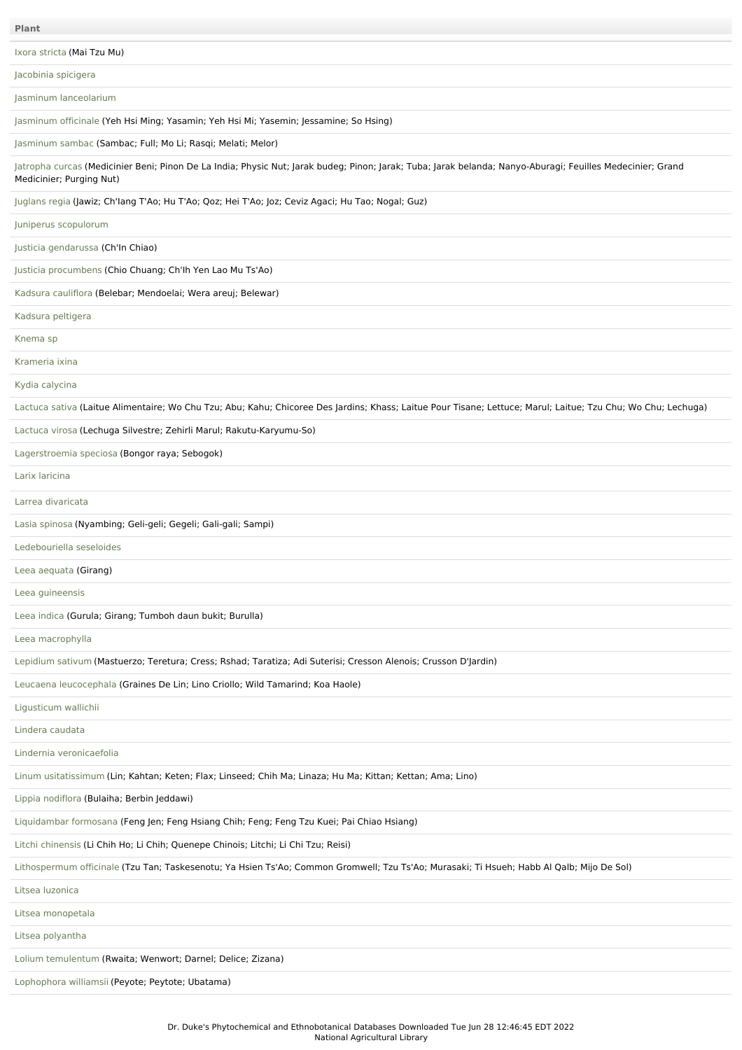| Plant |
| --- |
| Ixora stricta (Mai Tzu Mu) |
| Jacobinia spicigera |
| Jasminum lanceolarium |
| Jasminum officinale (Yeh Hsi Ming; Yasamin; Yeh Hsi Mi; Yasemin; Jessamine; So Hsing) |
| Jasminum sambac (Sambac; Full; Mo Li; Rasqi; Melati; Melor) |
| Jatropha curcas (Medicinier Beni; Pinon De La India; Physic Nut; Jarak budeg; Pinon; Jarak; Tuba; Jarak belanda; Nanyo-Aburagi; Feuilles Medecinier; Grand Medicinier; Purging Nut) |
| Juglans regia (Jawiz; Ch'Iang T'Ao; Hu T'Ao; Qoz; Hei T'Ao; Joz; Ceviz Agaci; Hu Tao; Nogal; Guz) |
| Juniperus scopulorum |
| Justicia gendarussa (Ch'In Chiao) |
| Justicia procumbens (Chio Chuang; Ch'Ih Yen Lao Mu Ts'Ao) |
| Kadsura cauliflora (Belebar; Mendoelai; Wera areuj; Belewar) |
| Kadsura peltigera |
| Knema sp |
| Krameria ixina |
| Kydia calycina |
| Lactuca sativa (Laitue Alimentaire; Wo Chu Tzu; Abu; Kahu; Chicoree Des Jardins; Khass; Laitue Pour Tisane; Lettuce; Marul; Laitue; Tzu Chu; Wo Chu; Lechuga) |
| Lactuca virosa (Lechuga Silvestre; Zehirli Marul; Rakutu-Karyumu-So) |
| Lagerstroemia speciosa (Bongor raya; Sebogok) |
| Larix laricina |
| Larrea divaricata |
| Lasia spinosa (Nyambing; Geli-geli; Gegeli; Gali-gali; Sampi) |
| Ledebouriella seseloides |
| Leea aequata (Girang) |
| Leea guineensis |
| Leea indica (Gurula; Girang; Tumboh daun bukit; Burulla) |
| Leea macrophylla |
| Lepidium sativum (Mastuerzo; Teretura; Cress; Rshad; Taratiza; Adi Suterisi; Cresson Alenois; Crusson D'Jardin) |
| Leucaena leucocephala (Graines De Lin; Lino Criollo; Wild Tamarind; Koa Haole) |
| Ligusticum wallichii |
| Lindera caudata |
| Lindernia veronicaefolia |
| Linum usitatissimum (Lin; Kahtan; Keten; Flax; Linseed; Chih Ma; Linaza; Hu Ma; Kittan; Kettan; Ama; Lino) |
| Lippia nodiflora (Bulaiha; Berbin Jeddawi) |
| Liquidambar formosana (Feng Jen; Feng Hsiang Chih; Feng; Feng Tzu Kuei; Pai Chiao Hsiang) |
| Litchi chinensis (Li Chih Ho; Li Chih; Quenepe Chinois; Litchi; Li Chi Tzu; Reisi) |
| Lithospermum officinale (Tzu Tan; Taskesenotu; Ya Hsien Ts'Ao; Common Gromwell; Tzu Ts'Ao; Murasaki; Ti Hsueh; Habb Al Qalb; Mijo De Sol) |
| Litsea luzonica |
| Litsea monopetala |
| Litsea polyantha |
| Lolium temulentum (Rwaita; Wenwort; Darnel; Delice; Zizana) |
| Lophophora williamsii (Peyote; Peytote; Ubatama) |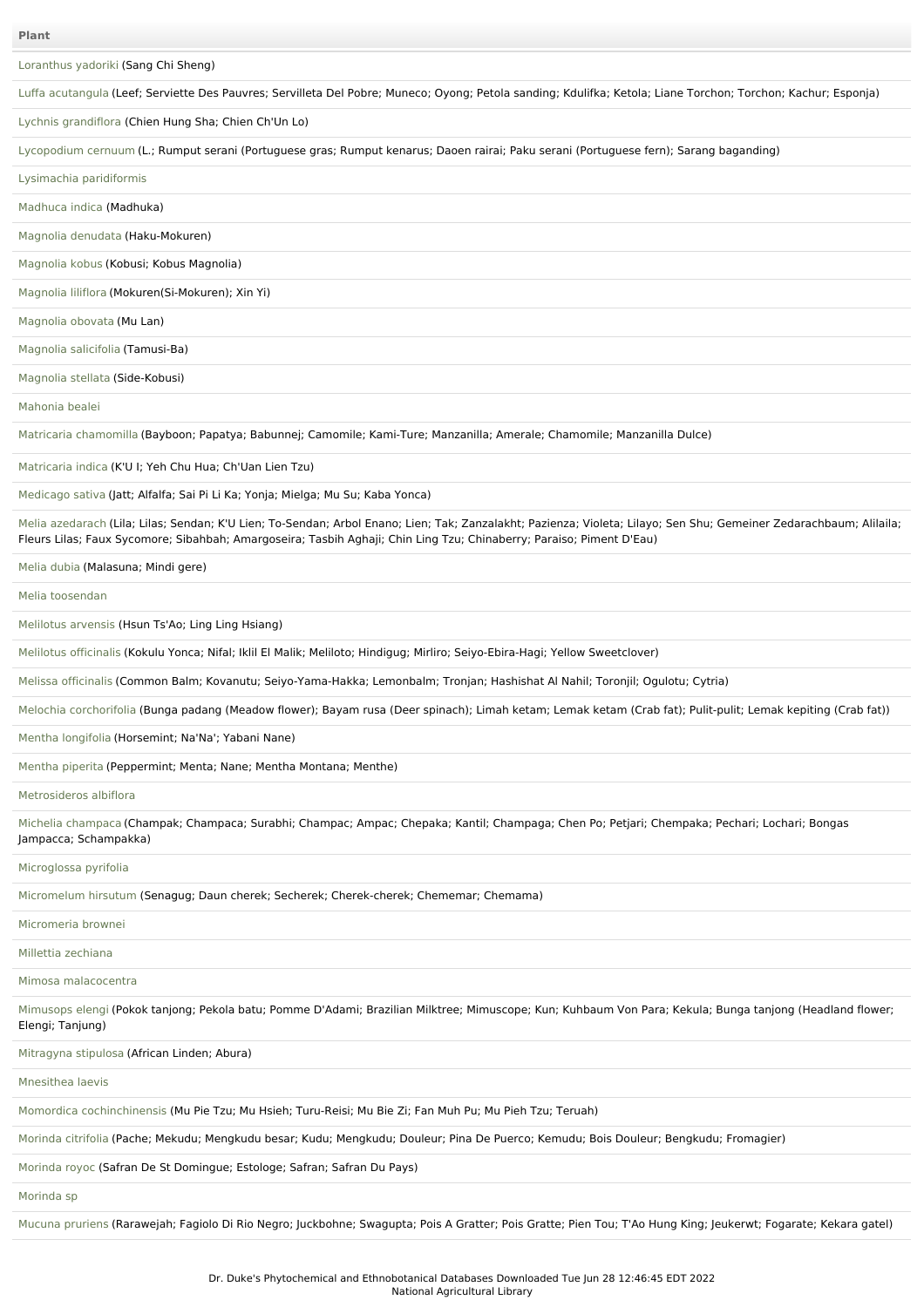| Plant |
| --- |
| Loranthus yadoriki (Sang Chi Sheng) |
| Luffa acutangula (Leef; Serviette Des Pauvres; Servilleta Del Pobre; Muneco; Oyong; Petola sanding; Kdulifka; Ketola; Liane Torchon; Torchon; Kachur; Esponja) |
| Lychnis grandiflora (Chien Hung Sha; Chien Ch'Un Lo) |
| Lycopodium cernuum (L.; Rumput serani (Portuguese gras; Rumput kenarus; Daoen rairai; Paku serani (Portuguese fern); Sarang baganding) |
| Lysimachia paridiformis |
| Madhuca indica (Madhuka) |
| Magnolia denudata (Haku-Mokuren) |
| Magnolia kobus (Kobusi; Kobus Magnolia) |
| Magnolia liliflora (Mokuren(Si-Mokuren); Xin Yi) |
| Magnolia obovata (Mu Lan) |
| Magnolia salicifolia (Tamusi-Ba) |
| Magnolia stellata (Side-Kobusi) |
| Mahonia bealei |
| Matricaria chamomilla (Bayboon; Papatya; Babunnej; Camomile; Kami-Ture; Manzanilla; Amerale; Chamomile; Manzanilla Dulce) |
| Matricaria indica (K'U I; Yeh Chu Hua; Ch'Uan Lien Tzu) |
| Medicago sativa (Jatt; Alfalfa; Sai Pi Li Ka; Yonja; Mielga; Mu Su; Kaba Yonca) |
| Melia azedarach (Lila; Lilas; Sendan; K'U Lien; To-Sendan; Arbol Enano; Lien; Tak; Zanzalakht; Pazienza; Violeta; Lilayo; Sen Shu; Gemeiner Zedarachbaum; Alilaila; Fleurs Lilas; Faux Sycomore; Sibahbah; Amargoseira; Tasbih Aghaji; Chin Ling Tzu; Chinaberry; Paraiso; Piment D'Eau) |
| Melia dubia (Malasuna; Mindi gere) |
| Melia toosendan |
| Melilotus arvensis (Hsun Ts'Ao; Ling Ling Hsiang) |
| Melilotus officinalis (Kokulu Yonca; Nifal; Iklil El Malik; Meliloto; Hindigug; Mirliro; Seiyo-Ebira-Hagi; Yellow Sweetclover) |
| Melissa officinalis (Common Balm; Kovanutu; Seiyo-Yama-Hakka; Lemonbalm; Tronjan; Hashishat Al Nahil; Toronjil; Ogulotu; Cytria) |
| Melochia corchorifolia (Bunga padang (Meadow flower); Bayam rusa (Deer spinach); Limah ketam; Lemak ketam (Crab fat); Pulit-pulit; Lemak kepiting (Crab fat)) |
| Mentha longifolia (Horsemint; Na'Na'; Yabani Nane) |
| Mentha piperita (Peppermint; Menta; Nane; Mentha Montana; Menthe) |
| Metrosideros albiflora |
| Michelia champaca (Champak; Champaca; Surabhi; Champac; Ampac; Chepaka; Kantil; Champaga; Chen Po; Petjari; Chempaka; Pechari; Lochari; Bongas Jampacca; Schampakka) |
| Microglossa pyrifolia |
| Micromelum hirsutum (Senagug; Daun cherek; Secherek; Cherek-cherek; Chememar; Chemama) |
| Micromeria brownei |
| Millettia zechiana |
| Mimosa malacocentra |
| Mimusops elengi (Pokok tanjong; Pekola batu; Pomme D'Adami; Brazilian Milktree; Mimuscope; Kun; Kuhbaum Von Para; Kekula; Bunga tanjong (Headland flower; Elengi; Tanjung) |
| Mitragyna stipulosa (African Linden; Abura) |
| Mnesithea laevis |
| Momordica cochinchinensis (Mu Pie Tzu; Mu Hsieh; Turu-Reisi; Mu Bie Zi; Fan Muh Pu; Mu Pieh Tzu; Teruah) |
| Morinda citrifolia (Pache; Mekudu; Mengkudu besar; Kudu; Mengkudu; Douleur; Pina De Puerco; Kemudu; Bois Douleur; Bengkudu; Fromagier) |
| Morinda royoc (Safran De St Domingue; Estologe; Safran; Safran Du Pays) |
| Morinda sp |
| Mucuna pruriens (Rarawejah; Fagiolo Di Rio Negro; Juckbohne; Swagupta; Pois A Gratter; Pois Gratte; Pien Tou; T'Ao Hung King; Jeukerwt; Fogarate; Kekara gatel) |

Dr. Duke's Phytochemical and Ethnobotanical Databases Downloaded Tue Jun 28 12:46:45 EDT 2022
National Agricultural Library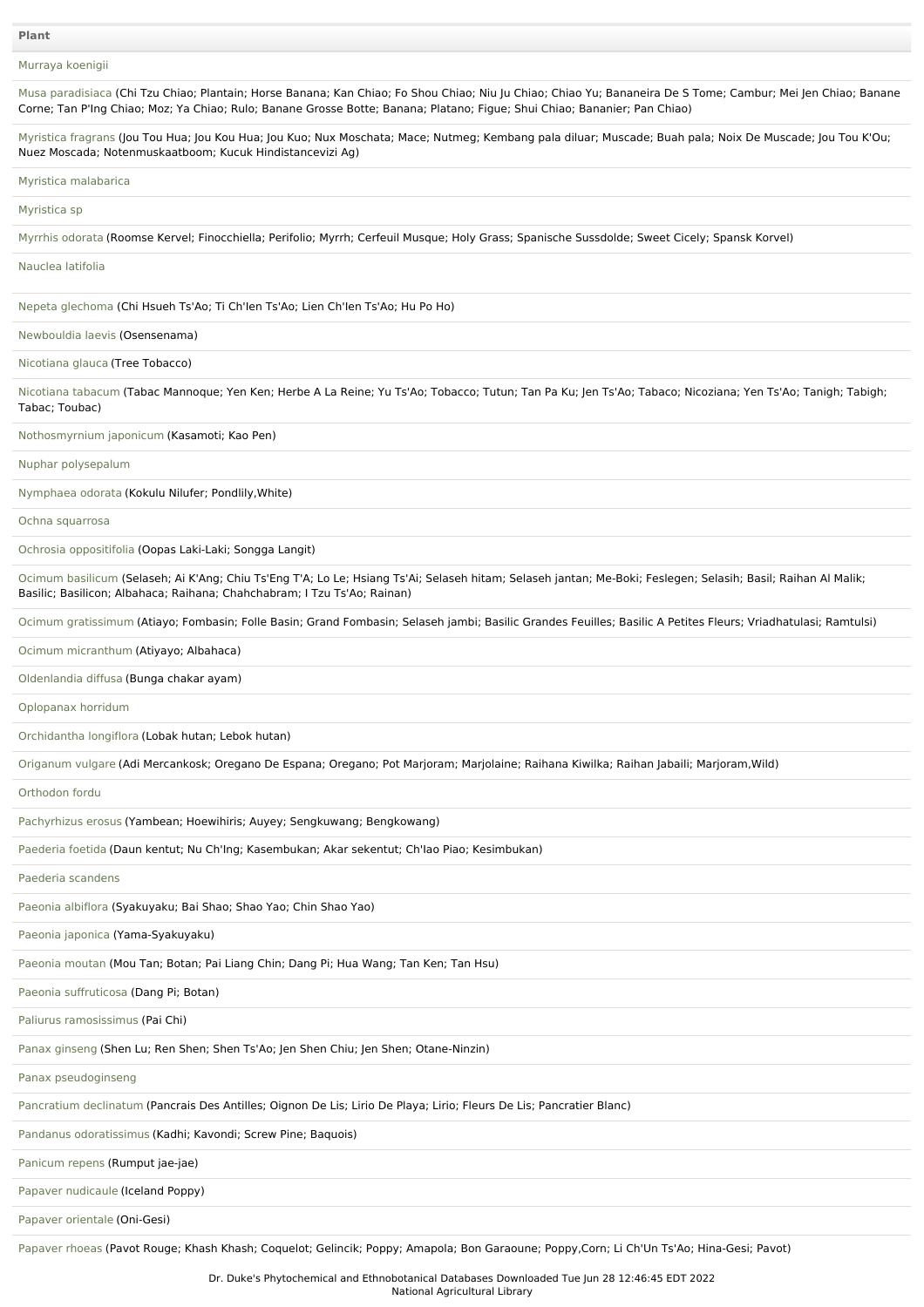| Plant |
| --- |
| Murraya koenigii |
| Musa paradisiaca (Chi Tzu Chiao; Plantain; Horse Banana; Kan Chiao; Fo Shou Chiao; Niu Ju Chiao; Chiao Yu; Bananeira De S Tome; Cambur; Mei Jen Chiao; Banane Corne; Tan P'Ing Chiao; Moz; Ya Chiao; Rulo; Banane Grosse Botte; Banana; Platano; Figue; Shui Chiao; Bananier; Pan Chiao) |
| Myristica fragrans (Jou Tou Hua; Jou Kou Hua; Jou Kuo; Nux Moschata; Mace; Nutmeg; Kembang pala diluar; Muscade; Buah pala; Noix De Muscade; Jou Tou K'Ou; Nuez Moscada; Notenmuskaatboom; Kucuk Hindistancevizi Ag) |
| Myristica malabarica |
| Myristica sp |
| Myrrhis odorata (Roomse Kervel; Finocchiella; Perifolio; Myrrh; Cerfeuil Musque; Holy Grass; Spanische Sussdolde; Sweet Cicely; Spansk Korvel) |
| Nauclea latifolia |
| Nepeta glechoma (Chi Hsueh Ts'Ao; Ti Ch'Ien Ts'Ao; Lien Ch'Ien Ts'Ao; Hu Po Ho) |
| Newbouldia laevis (Osensenama) |
| Nicotiana glauca (Tree Tobacco) |
| Nicotiana tabacum (Tabac Mannoque; Yen Ken; Herbe A La Reine; Yu Ts'Ao; Tobacco; Tutun; Tan Pa Ku; Jen Ts'Ao; Tabaco; Nicoziana; Yen Ts'Ao; Tanigh; Tabigh; Tabac; Toubac) |
| Nothosmyrnium japonicum (Kasamoti; Kao Pen) |
| Nuphar polysepalum |
| Nymphaea odorata (Kokulu Nilufer; Pondlily,White) |
| Ochna squarrosa |
| Ochrosia oppositifolia (Oopas Laki-Laki; Songga Langit) |
| Ocimum basilicum (Selaseh; Ai K'Ang; Chiu Ts'Eng T'A; Lo Le; Hsiang Ts'Ai; Selaseh hitam; Selaseh jantan; Me-Boki; Feslegen; Selasih; Basil; Raihan Al Malik; Basilic; Basilicon; Albahaca; Raihana; Chahchabram; I Tzu Ts'Ao; Rainan) |
| Ocimum gratissimum (Atiayo; Fombasin; Folle Basin; Grand Fombasin; Selaseh jambi; Basilic Grandes Feuilles; Basilic A Petites Fleurs; Vriadhatulasi; Ramtulsi) |
| Ocimum micranthum (Atiyayo; Albahaca) |
| Oldenlandia diffusa (Bunga chakar ayam) |
| Oplopanax horridum |
| Orchidantha longiflora (Lobak hutan; Lebok hutan) |
| Origanum vulgare (Adi Mercankosk; Oregano De Espana; Oregano; Pot Marjoram; Marjolaine; Raihana Kiwilka; Raihan Jabaili; Marjoram,Wild) |
| Orthodon fordu |
| Pachyrhizus erosus (Yambean; Hoewihiris; Auyey; Sengkuwang; Bengkowang) |
| Paederia foetida (Daun kentut; Nu Ch'Ing; Kasembukan; Akar sekentut; Ch'Iao Piao; Kesimbukan) |
| Paederia scandens |
| Paeonia albiflora (Syakuyaku; Bai Shao; Shao Yao; Chin Shao Yao) |
| Paeonia japonica (Yama-Syakuyaku) |
| Paeonia moutan (Mou Tan; Botan; Pai Liang Chin; Dang Pi; Hua Wang; Tan Ken; Tan Hsu) |
| Paeonia suffruticosa (Dang Pi; Botan) |
| Paliurus ramosissimus (Pai Chi) |
| Panax ginseng (Shen Lu; Ren Shen; Shen Ts'Ao; Jen Shen Chiu; Jen Shen; Otane-Ninzin) |
| Panax pseudoginseng |
| Pancratium declinatum (Pancrais Des Antilles; Oignon De Lis; Lirio De Playa; Lirio; Fleurs De Lis; Pancratier Blanc) |
| Pandanus odoratissimus (Kadhi; Kavondi; Screw Pine; Baquois) |
| Panicum repens (Rumput jae-jae) |
| Papaver nudicaule (Iceland Poppy) |
| Papaver orientale (Oni-Gesi) |
| Papaver rhoeas (Pavot Rouge; Khash Khash; Coquelot; Gelincik; Poppy; Amapola; Bon Garaoune; Poppy,Corn; Li Ch'Un Ts'Ao; Hina-Gesi; Pavot) |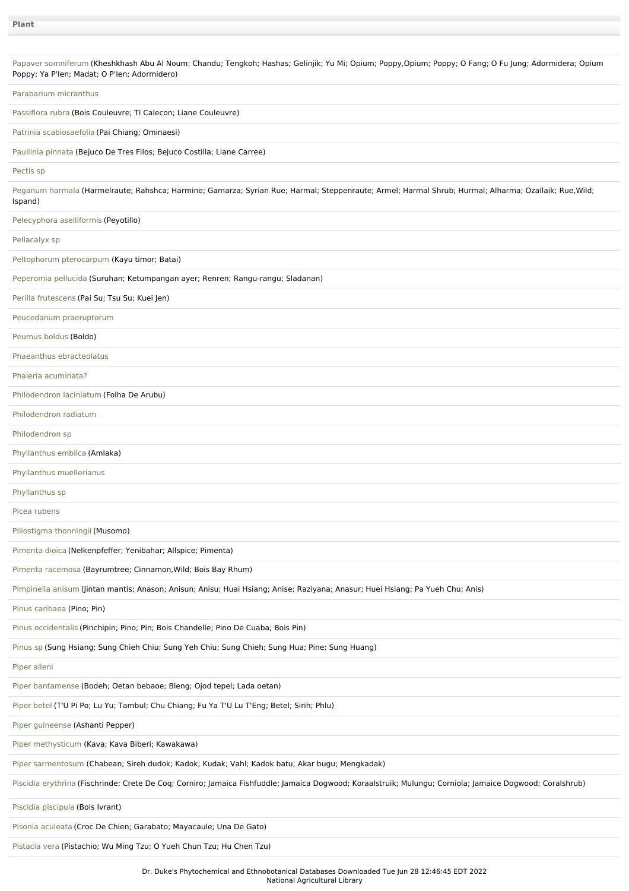| Plant |
| --- |
| Papaver somniferum (Kheshkhash Abu Al Noum; Chandu; Tengkoh; Hashas; Gelinjik; Yu Mi; Opium; Poppy,Opium; Poppy; O Fang; O Fu Jung; Adormidera; Opium Poppy; Ya P'Ien; Madat; O P'Ien; Adormidero) |
| Parabarium micranthus |
| Passiflora rubra (Bois Couleuvre; Ti Calecon; Liane Couleuvre) |
| Patrinia scabiosaefolia (Pai Chiang; Ominaesi) |
| Paullinia pinnata (Bejuco De Tres Filos; Bejuco Costilla; Liane Carree) |
| Pectis sp |
| Peganum harmala (Harmelraute; Rahshca; Harmine; Gamarza; Syrian Rue; Harmal; Steppenraute; Armel; Harmal Shrub; Hurmal; Alharma; Ozallaik; Rue,Wild; Ispand) |
| Pelecyphora aselliformis (Peyotillo) |
| Pellacalyx sp |
| Peltophorum pterocarpum (Kayu timor; Batai) |
| Peperomia pellucida (Suruhan; Ketumpangan ayer; Renren; Rangu-rangu; Sladanan) |
| Perilla frutescens (Pai Su; Tsu Su; Kuei Jen) |
| Peucedanum praeruptorum |
| Peumus boldus (Boldo) |
| Phaeanthus ebracteolatus |
| Phaleria acuminata? |
| Philodendron laciniatum (Folha De Arubu) |
| Philodendron radiatum |
| Philodendron sp |
| Phyllanthus emblica (Amlaka) |
| Phyllanthus muellerianus |
| Phyllanthus sp |
| Picea rubens |
| Piliostigma thonningii (Musomo) |
| Pimenta dioica (Nelkenpfeffer; Yenibahar; Allspice; Pimenta) |
| Pimenta racemosa (Bayrumtree; Cinnamon,Wild; Bois Bay Rhum) |
| Pimpinella anisum (Jintan mantis; Anason; Anisun; Anisu; Huai Hsiang; Anise; Raziyana; Anasur; Huei Hsiang; Pa Yueh Chu; Anis) |
| Pinus caribaea (Pino; Pin) |
| Pinus occidentalis (Pinchipin; Pino; Pin; Bois Chandelle; Pino De Cuaba; Bois Pin) |
| Pinus sp (Sung Hsiang; Sung Chieh Chiu; Sung Yeh Chiu; Sung Chieh; Sung Hua; Pine; Sung Huang) |
| Piper alleni |
| Piper bantamense (Bodeh; Oetan bebaoe; Bleng; Ojod tepel; Lada oetan) |
| Piper betel (T'U Pi Po; Lu Yu; Tambul; Chu Chiang; Fu Ya T'U Lu T'Eng; Betel; Sirih; Phlu) |
| Piper guineense (Ashanti Pepper) |
| Piper methysticum (Kava; Kava Biberi; Kawakawa) |
| Piper sarmentosum (Chabean; Sireh dudok; Kadok; Kudak; Vahl; Kadok batu; Akar bugu; Mengkadak) |
| Piscidia erythrina (Fischrinde; Crete De Coq; Corniro; Jamaica Fishfuddle; Jamaica Dogwood; Koraalstruik; Mulungu; Corniola; Jamaice Dogwood; Coralshrub) |
| Piscidia piscipula (Bois Ivrant) |
| Pisonia aculeata (Croc De Chien; Garabato; Mayacaule; Una De Gato) |
| Pistacia vera (Pistachio; Wu Ming Tzu; O Yueh Chun Tzu; Hu Chen Tzu) |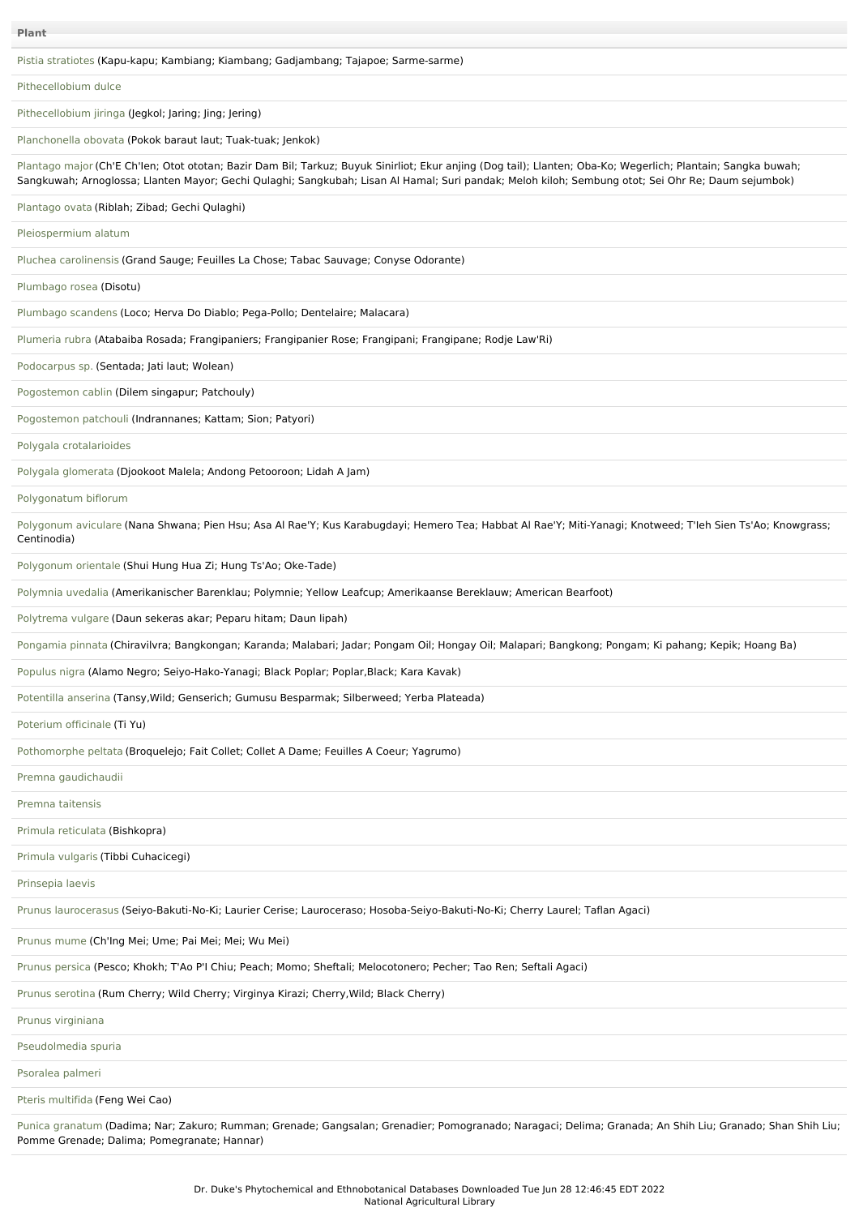| Plant |
| --- |
| Pistia stratiotes (Kapu-kapu; Kambiang; Kiambang; Gadjambang; Tajapoe; Sarme-sarme) |
| Pithecellobium dulce |
| Pithecellobium jiringa (Jegkol; Jaring; Jing; Jering) |
| Planchonella obovata (Pokok baraut laut; Tuak-tuak; Jenkok) |
| Plantago major (Ch'E Ch'Ien; Otot ototan; Bazir Dam Bil; Tarkuz; Buyuk Sinirliot; Ekur anjing (Dog tail); Llanten; Oba-Ko; Wegerlich; Plantain; Sangka buwah; Sangkuwah; Arnoglossa; Llanten Mayor; Gechi Qulaghi; Sangkubah; Lisan Al Hamal; Suri pandak; Meloh kiloh; Sembung otot; Sei Ohr Re; Daum sejumbok) |
| Plantago ovata (Riblah; Zibad; Gechi Qulaghi) |
| Pleiospermium alatum |
| Pluchea carolinensis (Grand Sauge; Feuilles La Chose; Tabac Sauvage; Conyse Odorante) |
| Plumbago rosea (Disotu) |
| Plumbago scandens (Loco; Herva Do Diablo; Pega-Pollo; Dentelaire; Malacara) |
| Plumeria rubra (Atabaiba Rosada; Frangipaniers; Frangipanier Rose; Frangipani; Frangipane; Rodje Law'Ri) |
| Podocarpus sp. (Sentada; Jati laut; Wolean) |
| Pogostemon cablin (Dilem singapur; Patchouly) |
| Pogostemon patchouli (Indrannanes; Kattam; Sion; Patyori) |
| Polygala crotalarioides |
| Polygala glomerata (Djookoot Malela; Andong Petooroon; Lidah A Jam) |
| Polygonatum biflorum |
| Polygonum aviculare (Nana Shwana; Pien Hsu; Asa Al Rae'Y; Kus Karabugdayi; Hemero Tea; Habbat Al Rae'Y; Miti-Yanagi; Knotweed; T'Ieh Sien Ts'Ao; Knowgrass; Centinodia) |
| Polygonum orientale (Shui Hung Hua Zi; Hung Ts'Ao; Oke-Tade) |
| Polymnia uvedalia (Amerikanischer Barenklau; Polymnie; Yellow Leafcup; Amerikaanse Bereklauw; American Bearfoot) |
| Polytrema vulgare (Daun sekeras akar; Peparu hitam; Daun lipah) |
| Pongamia pinnata (Chiravilvra; Bangkongan; Karanda; Malabari; Jadar; Pongam Oil; Hongay Oil; Malapari; Bangkong; Pongam; Ki pahang; Kepik; Hoang Ba) |
| Populus nigra (Alamo Negro; Seiyo-Hako-Yanagi; Black Poplar; Poplar,Black; Kara Kavak) |
| Potentilla anserina (Tansy,Wild; Genserich; Gumusu Besparmak; Silberweed; Yerba Plateada) |
| Poterium officinale (Ti Yu) |
| Pothomorphe peltata (Broquelejo; Fait Collet; Collet A Dame; Feuilles A Coeur; Yagrumo) |
| Premna gaudichaudii |
| Premna taitensis |
| Primula reticulata (Bishkopra) |
| Primula vulgaris (Tibbi Cuhacicegi) |
| Prinsepia laevis |
| Prunus laurocerasus (Seiyo-Bakuti-No-Ki; Laurier Cerise; Lauroceraso; Hosoba-Seiyo-Bakuti-No-Ki; Cherry Laurel; Taflan Agaci) |
| Prunus mume (Ch'Ing Mei; Ume; Pai Mei; Mei; Wu Mei) |
| Prunus persica (Pesco; Khokh; T'Ao P'I Chiu; Peach; Momo; Sheftali; Melocotonero; Pecher; Tao Ren; Seftali Agaci) |
| Prunus serotina (Rum Cherry; Wild Cherry; Virginya Kirazi; Cherry,Wild; Black Cherry) |
| Prunus virginiana |
| Pseudolmedia spuria |
| Psoralea palmeri |
| Pteris multifida (Feng Wei Cao) |
| Punica granatum (Dadima; Nar; Zakuro; Rumman; Grenade; Gangsalan; Grenadier; Pomogranado; Naragaci; Delima; Granada; An Shih Liu; Granado; Shan Shih Liu; Pomme Grenade; Dalima; Pomegranate; Hannar) |

Dr. Duke's Phytochemical and Ethnobotanical Databases Downloaded Tue Jun 28 12:46:45 EDT 2022
National Agricultural Library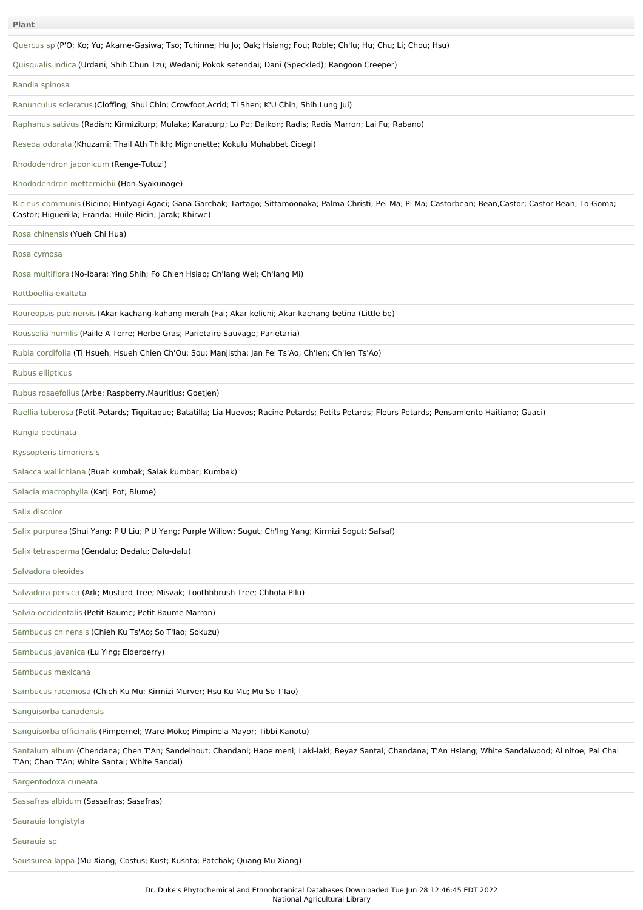| Plant |
| --- |
| Quercus sp (P'O; Ko; Yu; Akame-Gasiwa; Tso; Tchinne; Hu Jo; Oak; Hsiang; Fou; Roble; Ch'Iu; Hu; Chu; Li; Chou; Hsu) |
| Quisqualis indica (Urdani; Shih Chun Tzu; Wedani; Pokok setendai; Dani (Speckled); Rangoon Creeper) |
| Randia spinosa |
| Ranunculus scleratus (Cloffing; Shui Chin; Crowfoot,Acrid; Ti Shen; K'U Chin; Shih Lung Jui) |
| Raphanus sativus (Radish; Kirmiziturp; Mulaka; Karaturp; Lo Po; Daikon; Radis; Radis Marron; Lai Fu; Rabano) |
| Reseda odorata (Khuzami; Thail Ath Thikh; Mignonette; Kokulu Muhabbet Cicegi) |
| Rhododendron japonicum (Renge-Tutuzi) |
| Rhododendron metternichii (Hon-Syakunage) |
| Ricinus communis (Ricino; Hintyagi Agaci; Gana Garchak; Tartago; Sittamoonaka; Palma Christi; Pei Ma; Pi Ma; Castorbean; Bean,Castor; Castor Bean; To-Goma; Castor; Higuerilla; Eranda; Huile Ricin; Jarak; Khirwe) |
| Rosa chinensis (Yueh Chi Hua) |
| Rosa cymosa |
| Rosa multiflora (No-Ibara; Ying Shih; Fo Chien Hsiao; Ch'Iang Wei; Ch'Iang Mi) |
| Rottboellia exaltata |
| Roureopsis pubinervis (Akar kachang-kahang merah (Fal; Akar kelichi; Akar kachang betina (Little be) |
| Rousselia humilis (Paille A Terre; Herbe Gras; Parietaire Sauvage; Parietaria) |
| Rubia cordifolia (Ti Hsueh; Hsueh Chien Ch'Ou; Sou; Manjistha; Jan Fei Ts'Ao; Ch'Ien; Ch'Ien Ts'Ao) |
| Rubus ellipticus |
| Rubus rosaefolius (Arbe; Raspberry,Mauritius; Goetjen) |
| Ruellia tuberosa (Petit-Petards; Tiquitaque; Batatilla; Lia Huevos; Racine Petards; Petits Petards; Fleurs Petards; Pensamiento Haitiano; Guaci) |
| Rungia pectinata |
| Ryssopteris timoriensis |
| Salacca wallichiana (Buah kumbak; Salak kumbar; Kumbak) |
| Salacia macrophylla (Katji Pot; Blume) |
| Salix discolor |
| Salix purpurea (Shui Yang; P'U Liu; P'U Yang; Purple Willow; Sugut; Ch'Ing Yang; Kirmizi Sogut; Safsaf) |
| Salix tetrasperma (Gendalu; Dedalu; Dalu-dalu) |
| Salvadora oleoides |
| Salvadora persica (Ark; Mustard Tree; Misvak; Toothhbrush Tree; Chhota Pilu) |
| Salvia occidentalis (Petit Baume; Petit Baume Marron) |
| Sambucus chinensis (Chieh Ku Ts'Ao; So T'Iao; Sokuzu) |
| Sambucus javanica (Lu Ying; Elderberry) |
| Sambucus mexicana |
| Sambucus racemosa (Chieh Ku Mu; Kirmizi Murver; Hsu Ku Mu; Mu So T'Iao) |
| Sanguisorba canadensis |
| Sanguisorba officinalis (Pimpernel; Ware-Moko; Pimpinela Mayor; Tibbi Kanotu) |
| Santalum album (Chendana; Chen T'An; Sandelhout; Chandani; Haoe meni; Laki-laki; Beyaz Santal; Chandana; T'An Hsiang; White Sandalwood; Ai nitoe; Pai Chai T'An; Chan T'An; White Santal; White Sandal) |
| Sargentodoxa cuneata |
| Sassafras albidum (Sassafras; Sasafras) |
| Saurauia longistyla |
| Saurauia sp |
| Saussurea lappa (Mu Xiang; Costus; Kust; Kushta; Patchak; Quang Mu Xiang) |

Dr. Duke's Phytochemical and Ethnobotanical Databases Downloaded Tue Jun 28 12:46:45 EDT 2022
National Agricultural Library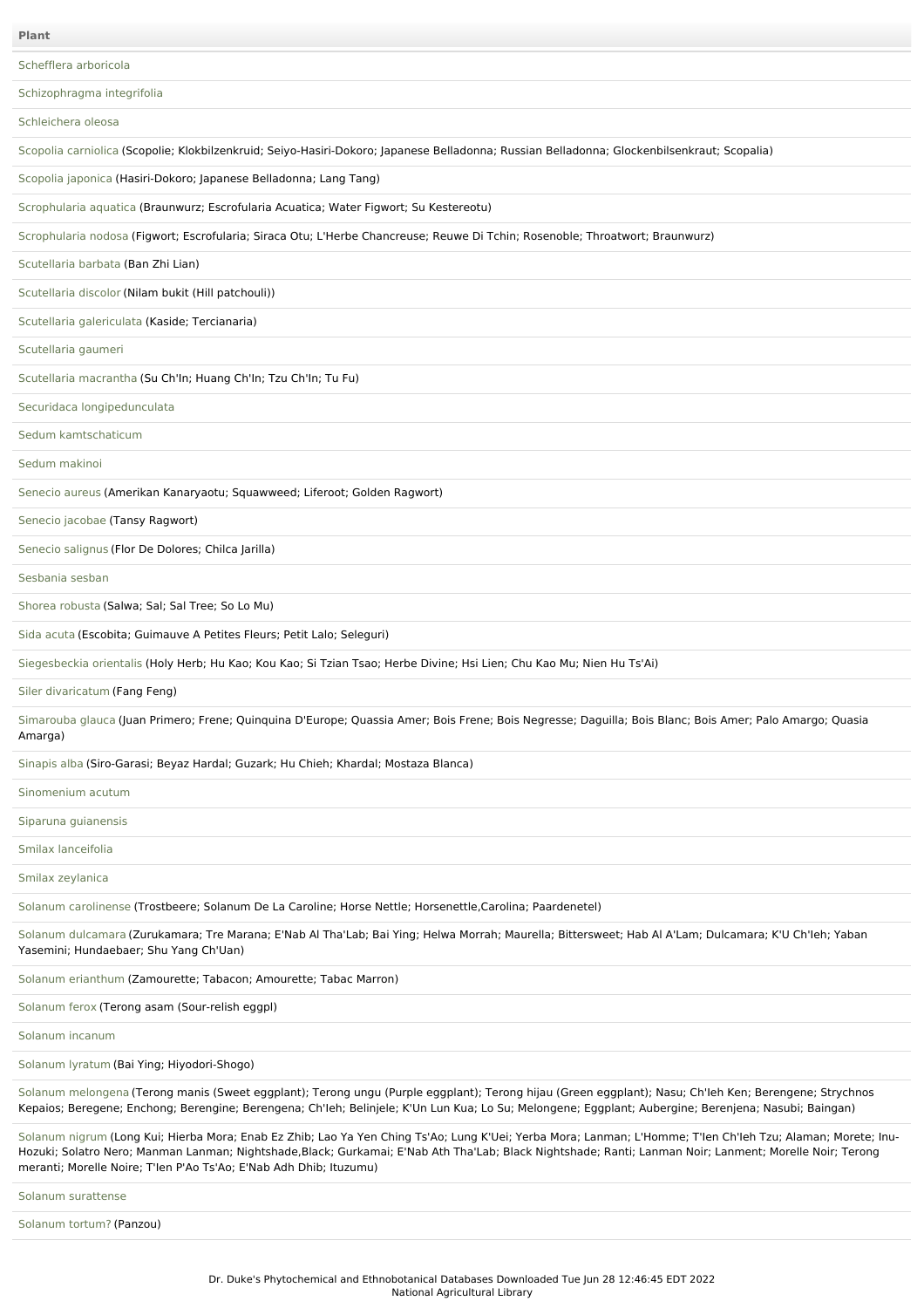| Plant |
| --- |
| Schefflera arboricola |
| Schizophragma integrifolia |
| Schleichera oleosa |
| Scopolia carniolica (Scopolie; Klokbilzenkruid; Seiyo-Hasiri-Dokoro; Japanese Belladonna; Russian Belladonna; Glockenbilsenkraut; Scopalia) |
| Scopolia japonica (Hasiri-Dokoro; Japanese Belladonna; Lang Tang) |
| Scrophularia aquatica (Braunwurz; Escrofularia Acuatica; Water Figwort; Su Kestereotu) |
| Scrophularia nodosa (Figwort; Escrofularia; Siraca Otu; L'Herbe Chancreuse; Reuwe Di Tchin; Rosenoble; Throatwort; Braunwurz) |
| Scutellaria barbata (Ban Zhi Lian) |
| Scutellaria discolor (Nilam bukit (Hill patchouli)) |
| Scutellaria galericulata (Kaside; Tercianaria) |
| Scutellaria gaumeri |
| Scutellaria macrantha (Su Ch'In; Huang Ch'In; Tzu Ch'In; Tu Fu) |
| Securidaca longipedunculata |
| Sedum kamtschaticum |
| Sedum makinoi |
| Senecio aureus (Amerikan Kanaryaotu; Squawweed; Liferoot; Golden Ragwort) |
| Senecio jacobae (Tansy Ragwort) |
| Senecio salignus (Flor De Dolores; Chilca Jarilla) |
| Sesbania sesban |
| Shorea robusta (Salwa; Sal; Sal Tree; So Lo Mu) |
| Sida acuta (Escobita; Guimauve A Petites Fleurs; Petit Lalo; Seleguri) |
| Siegesbeckia orientalis (Holy Herb; Hu Kao; Kou Kao; Si Tzian Tsao; Herbe Divine; Hsi Lien; Chu Kao Mu; Nien Hu Ts'Ai) |
| Siler divaricatum (Fang Feng) |
| Simarouba glauca (Juan Primero; Frene; Quinquina D'Europe; Quassia Amer; Bois Frene; Bois Negresse; Daguilla; Bois Blanc; Bois Amer; Palo Amargo; Quasia Amarga) |
| Sinapis alba (Siro-Garasi; Beyaz Hardal; Guzark; Hu Chieh; Khardal; Mostaza Blanca) |
| Sinomenium acutum |
| Siparuna guianensis |
| Smilax lanceifolia |
| Smilax zeylanica |
| Solanum carolinense (Trostbeere; Solanum De La Caroline; Horse Nettle; Horsenettle,Carolina; Paardenetel) |
| Solanum dulcamara (Zurukamara; Tre Marana; E'Nab Al Tha'Lab; Bai Ying; Helwa Morrah; Maurella; Bittersweet; Hab Al A'Lam; Dulcamara; K'U Ch'Ieh; Yaban Yasemini; Hundaebaer; Shu Yang Ch'Uan) |
| Solanum erianthum (Zamourette; Tabacon; Amourette; Tabac Marron) |
| Solanum ferox (Terong asam (Sour-relish eggpl) |
| Solanum incanum |
| Solanum lyratum (Bai Ying; Hiyodori-Shogo) |
| Solanum melongena (Terong manis (Sweet eggplant); Terong ungu (Purple eggplant); Terong hijau (Green eggplant); Nasu; Ch'Ieh Ken; Berengene; Strychnos Kepaios; Beregene; Enchong; Berengine; Berengena; Ch'Ieh; Belinjele; K'Un Lun Kua; Lo Su; Melongene; Eggplant; Aubergine; Berenjena; Nasubi; Baingan) |
| Solanum nigrum (Long Kui; Hierba Mora; Enab Ez Zhib; Lao Ya Yen Ching Ts'Ao; Lung K'Uei; Yerba Mora; Lanman; L'Homme; T'Ien Ch'Ieh Tzu; Alaman; Morete; Inu-Hozuki; Solatro Nero; Manman Lanman; Nightshade,Black; Gurkamai; E'Nab Ath Tha'Lab; Black Nightshade; Ranti; Lanman Noir; Lanment; Morelle Noir; Terong meranti; Morelle Noire; T'Ien P'Ao Ts'Ao; E'Nab Adh Dhib; Ituzumu) |
| Solanum surattense |
| Solanum tortum? (Panzou) |

Dr. Duke's Phytochemical and Ethnobotanical Databases Downloaded Tue Jun 28 12:46:45 EDT 2022
National Agricultural Library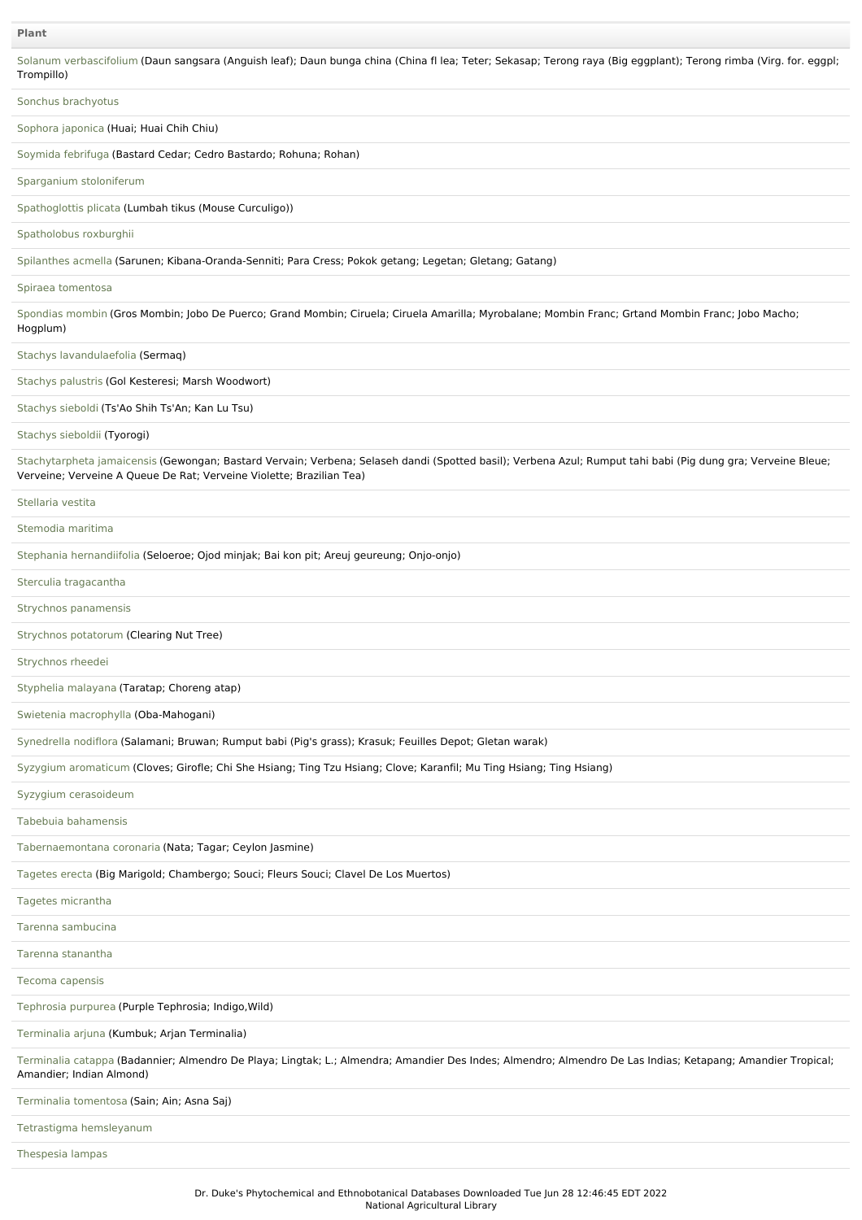| Plant |
| --- |
| Solanum verbascifolium (Daun sangsara (Anguish leaf); Daun bunga china (China fl lea; Teter; Sekasap; Terong raya (Big eggplant); Terong rimba (Virg. for. eggpl; Trompillo) |
| Sonchus brachyotus |
| Sophora japonica (Huai; Huai Chih Chiu) |
| Soymida febrifuga (Bastard Cedar; Cedro Bastardo; Rohuna; Rohan) |
| Sparganium stoloniferum |
| Spathoglottis plicata (Lumbah tikus (Mouse Curculigo)) |
| Spatholobus roxburghii |
| Spilanthes acmella (Sarunen; Kibana-Oranda-Senniti; Para Cress; Pokok getang; Legetan; Gletang; Gatang) |
| Spiraea tomentosa |
| Spondias mombin (Gros Mombin; Jobo De Puerco; Grand Mombin; Ciruela; Ciruela Amarilla; Myrobalane; Mombin Franc; Grtand Mombin Franc; Jobo Macho; Hogplum) |
| Stachys lavandulaefolia (Sermaq) |
| Stachys palustris (Gol Kesteresi; Marsh Woodwort) |
| Stachys sieboldi (Ts'Ao Shih Ts'An; Kan Lu Tsu) |
| Stachys sieboldii (Tyorogi) |
| Stachytarpheta jamaicensis (Gewongan; Bastard Vervain; Verbena; Selaseh dandi (Spotted basil); Verbena Azul; Rumput tahi babi (Pig dung gra; Verveine Bleue; Verveine; Verveine A Queue De Rat; Verveine Violette; Brazilian Tea) |
| Stellaria vestita |
| Stemodia maritima |
| Stephania hernandiifolia (Seloeroe; Ojod minjak; Bai kon pit; Areuj geureung; Onjo-onjo) |
| Sterculia tragacantha |
| Strychnos panamensis |
| Strychnos potatorum (Clearing Nut Tree) |
| Strychnos rheedei |
| Styphelia malayana (Taratap; Choreng atap) |
| Swietenia macrophylla (Oba-Mahogani) |
| Synedrella nodiflora (Salamani; Bruwan; Rumput babi (Pig's grass); Krasuk; Feuilles Depot; Gletan warak) |
| Syzygium aromaticum (Cloves; Girofle; Chi She Hsiang; Ting Tzu Hsiang; Clove; Karanfil; Mu Ting Hsiang; Ting Hsiang) |
| Syzygium cerasoideum |
| Tabebuia bahamensis |
| Tabernaemontana coronaria (Nata; Tagar; Ceylon Jasmine) |
| Tagetes erecta (Big Marigold; Chambergo; Souci; Fleurs Souci; Clavel De Los Muertos) |
| Tagetes micrantha |
| Tarenna sambucina |
| Tarenna stanantha |
| Tecoma capensis |
| Tephrosia purpurea (Purple Tephrosia; Indigo,Wild) |
| Terminalia arjuna (Kumbuk; Arjan Terminalia) |
| Terminalia catappa (Badannier; Almendro De Playa; Lingtak; L.; Almendra; Amandier Des Indes; Almendro; Almendro De Las Indias; Ketapang; Amandier Tropical; Amandier; Indian Almond) |
| Terminalia tomentosa (Sain; Ain; Asna Saj) |
| Tetrastigma hemsleyanum |
| Thespesia lampas |

Dr. Duke's Phytochemical and Ethnobotanical Databases Downloaded Tue Jun 28 12:46:45 EDT 2022
National Agricultural Library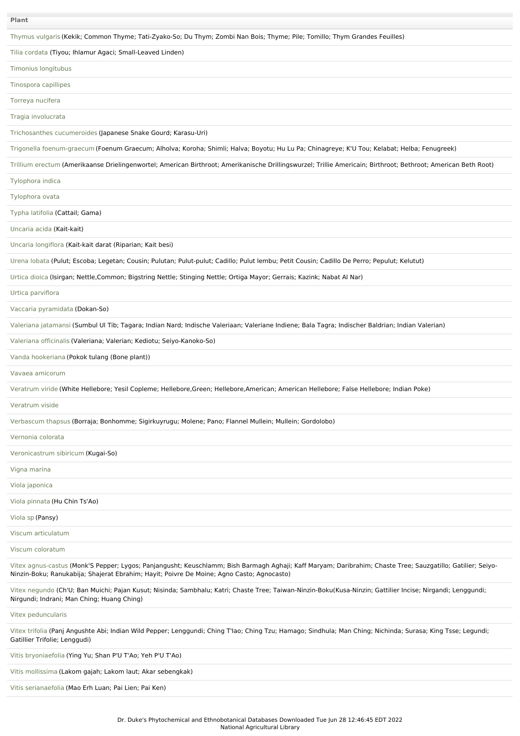| Plant |
| --- |
| Thymus vulgaris (Kekik; Common Thyme; Tati-Zyako-So; Du Thym; Zombi Nan Bois; Thyme; Pile; Tomillo; Thym Grandes Feuilles) |
| Tilia cordata (Tiyou; Ihlamur Agaci; Small-Leaved Linden) |
| Timonius longitubus |
| Tinospora capillipes |
| Torreya nucifera |
| Tragia involucrata |
| Trichosanthes cucumeroides (Japanese Snake Gourd; Karasu-Uri) |
| Trigonella foenum-graecum (Foenum Graecum; Alholva; Koroha; Shimli; Halva; Boyotu; Hu Lu Pa; Chinagreye; K'U Tou; Kelabat; Helba; Fenugreek) |
| Trillium erectum (Amerikaanse Drielingenwortel; American Birthroot; Amerikanische Drillingswurzel; Trillie Americain; Birthroot; Bethroot; American Beth Root) |
| Tylophora indica |
| Tylophora ovata |
| Typha latifolia (Cattail; Gama) |
| Uncaria acida (Kait-kait) |
| Uncaria longiflora (Kait-kait darat (Riparian; Kait besi) |
| Urena lobata (Pulut; Escoba; Legetan; Cousin; Pulutan; Pulut-pulut; Cadillo; Pulut lembu; Petit Cousin; Cadillo De Perro; Pepulut; Kelutut) |
| Urtica dioica (Isirgan; Nettle,Common; Bigstring Nettle; Stinging Nettle; Ortiga Mayor; Gerrais; Kazink; Nabat Al Nar) |
| Urtica parviflora |
| Vaccaria pyramidata (Dokan-So) |
| Valeriana jatamansi (Sumbul Ul Tib; Tagara; Indian Nard; Indische Valeriaan; Valeriane Indiene; Bala Tagra; Indischer Baldrian; Indian Valerian) |
| Valeriana officinalis (Valeriana; Valerian; Kediotu; Seiyo-Kanoko-So) |
| Vanda hookeriana (Pokok tulang (Bone plant)) |
| Vavaea amicorum |
| Veratrum viride (White Hellebore; Yesil Copleme; Hellebore,Green; Hellebore,American; American Hellebore; False Hellebore; Indian Poke) |
| Veratrum viside |
| Verbascum thapsus (Borraja; Bonhomme; Sigirkuyrugu; Molene; Pano; Flannel Mullein; Mullein; Gordolobo) |
| Vernonia colorata |
| Veronicastrum sibiricum (Kugai-So) |
| Vigna marina |
| Viola japonica |
| Viola pinnata (Hu Chin Ts'Ao) |
| Viola sp (Pansy) |
| Viscum articulatum |
| Viscum coloratum |
| Vitex agnus-castus (Monk'S Pepper; Lygos; Panjangusht; Keuschlamm; Bish Barmagh Aghaji; Kaff Maryam; Daribrahim; Chaste Tree; Sauzgatillo; Gatilier; Seiyo-Ninzin-Boku; Ranukabija; Shajerat Ebrahim; Hayit; Poivre De Moine; Agno Casto; Agnocasto) |
| Vitex negundo (Ch'U; Ban Muichi; Pajan Kusut; Nisinda; Sambhalu; Katri; Chaste Tree; Taiwan-Ninzin-Boku(Kusa-Ninzin; Gattilier Incise; Nirgandi; Lenggundi; Nirgundi; Indrani; Man Ching; Huang Ching) |
| Vitex peduncularis |
| Vitex trifolia (Panj Angushte Abi; Indian Wild Pepper; Lenggundi; Ching T'Iao; Ching Tzu; Hamago; Sindhula; Man Ching; Nichinda; Surasa; King Tsse; Legundi; Gatillier Trifolie; Lenggudi) |
| Vitis bryoniaefolia (Ying Yu; Shan P'U T'Ao; Yeh P'U T'Ao) |
| Vitis mollissima (Lakom gajah; Lakom laut; Akar sebengkak) |
| Vitis serianaefolia (Mao Erh Luan; Pai Lien; Pai Ken) |

Dr. Duke's Phytochemical and Ethnobotanical Databases Downloaded Tue Jun 28 12:46:45 EDT 2022
National Agricultural Library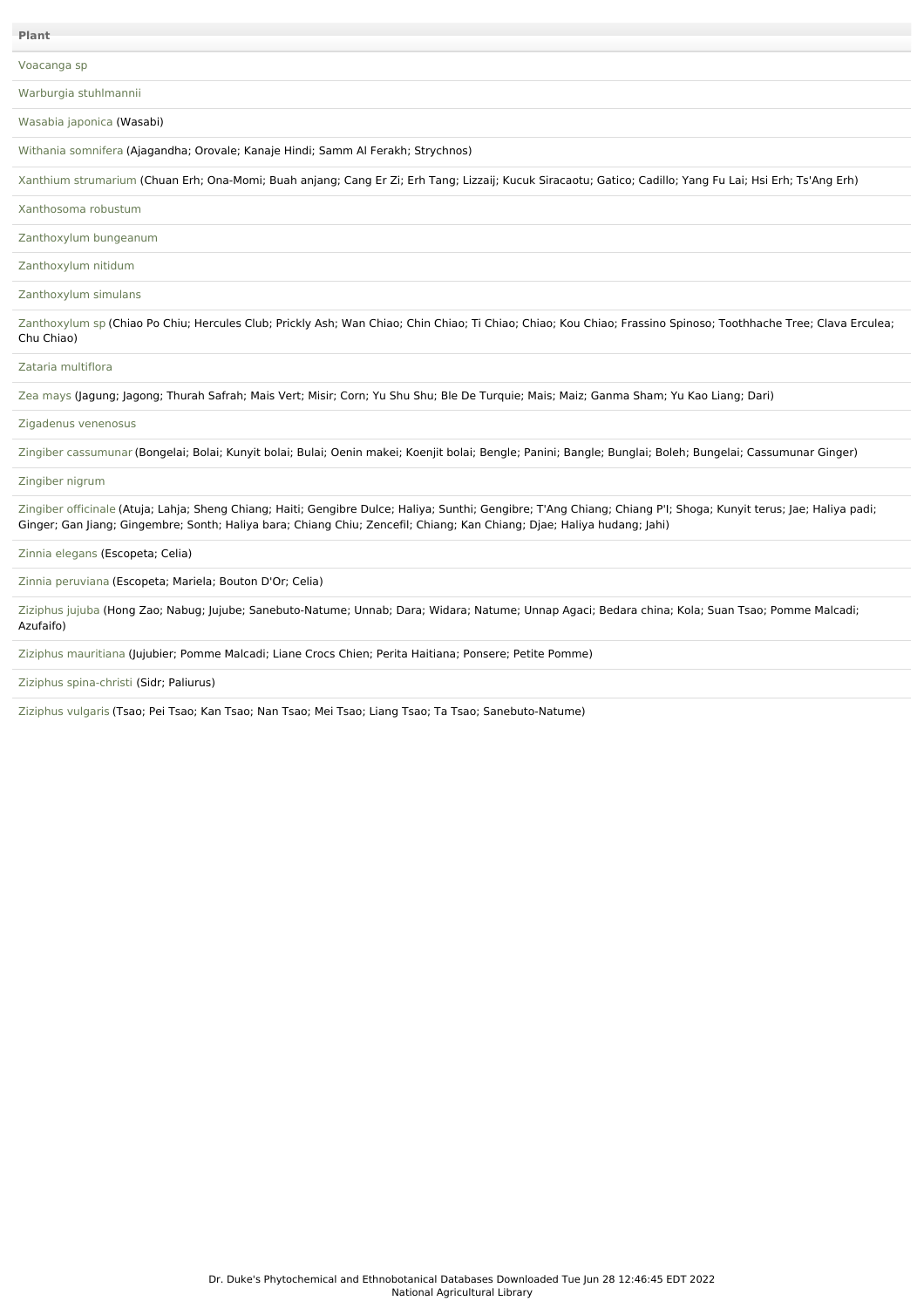| Plant |
| --- |
| Voacanga sp |
| Warburgia stuhlmannii |
| Wasabia japonica (Wasabi) |
| Withania somnifera (Ajagandha; Orovale; Kanaje Hindi; Samm Al Ferakh; Strychnos) |
| Xanthium strumarium (Chuan Erh; Ona-Momi; Buah anjang; Cang Er Zi; Erh Tang; Lizzaij; Kucuk Siracaotu; Gatico; Cadillo; Yang Fu Lai; Hsi Erh; Ts'Ang Erh) |
| Xanthosoma robustum |
| Zanthoxylum bungeanum |
| Zanthoxylum nitidum |
| Zanthoxylum simulans |
| Zanthoxylum sp (Chiao Po Chiu; Hercules Club; Prickly Ash; Wan Chiao; Chin Chiao; Ti Chiao; Chiao; Kou Chiao; Frassino Spinoso; Toothhache Tree; Clava Erculea; Chu Chiao) |
| Zataria multiflora |
| Zea mays (Jagung; Jagong; Thurah Safrah; Mais Vert; Misir; Corn; Yu Shu Shu; Ble De Turquie; Mais; Maiz; Ganma Sham; Yu Kao Liang; Dari) |
| Zigadenus venenosus |
| Zingiber cassumunar (Bongelai; Bolai; Kunyit bolai; Bulai; Oenin makei; Koenjit bolai; Bengle; Panini; Bangle; Bunglai; Boleh; Bungelai; Cassumunar Ginger) |
| Zingiber nigrum |
| Zingiber officinale (Atuja; Lahja; Sheng Chiang; Haiti; Gengibre Dulce; Haliya; Sunthi; Gengibre; T'Ang Chiang; Chiang P'I; Shoga; Kunyit terus; Jae; Haliya padi; Ginger; Gan Jiang; Gingembre; Sonth; Haliya bara; Chiang Chiu; Zencefil; Chiang; Kan Chiang; Djae; Haliya hudang; Jahi) |
| Zinnia elegans (Escopeta; Celia) |
| Zinnia peruviana (Escopeta; Mariela; Bouton D'Or; Celia) |
| Ziziphus jujuba (Hong Zao; Nabug; Jujube; Sanebuto-Natume; Unnab; Dara; Widara; Natume; Unnap Agaci; Bedara china; Kola; Suan Tsao; Pomme Malcadi; Azufaifo) |
| Ziziphus mauritiana (Jujubier; Pomme Malcadi; Liane Crocs Chien; Perita Haitiana; Ponsere; Petite Pomme) |
| Ziziphus spina-christi (Sidr; Paliurus) |
| Ziziphus vulgaris (Tsao; Pei Tsao; Kan Tsao; Nan Tsao; Mei Tsao; Liang Tsao; Ta Tsao; Sanebuto-Natume) |

Dr. Duke's Phytochemical and Ethnobotanical Databases Downloaded Tue Jun 28 12:46:45 EDT 2022
National Agricultural Library